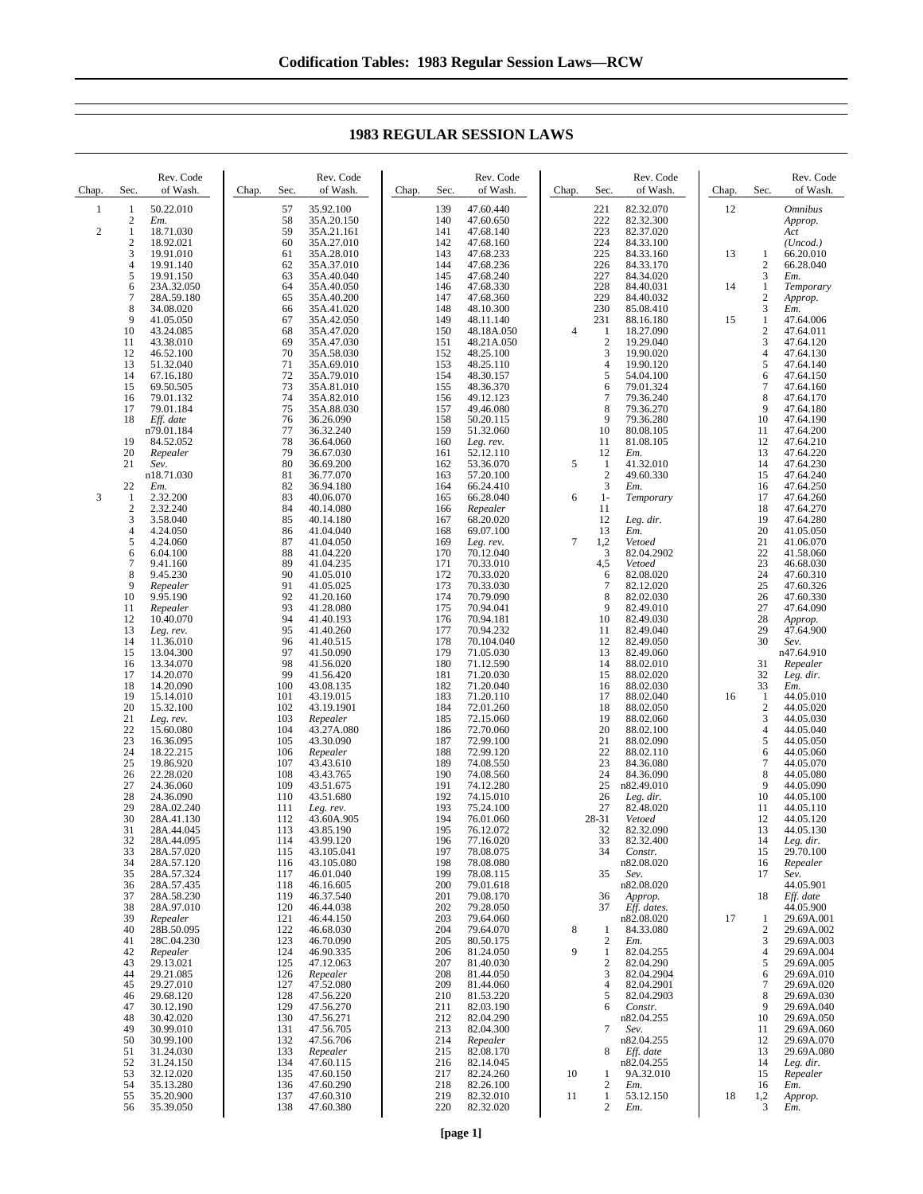# 1983 REGULAR SESSION LAWS

| Chap. | Sec. | Rev. Code of Wash. |
|---|---|---|
| 1 | 1 | 50.22.010 |
| | 2 | *Em.* |
| 2 | 1 | 18.71.030 |
| | 2 | 18.92.021 |
| | 3 | 19.91.010 |
| | 4 | 19.91.140 |
| | 5 | 19.91.150 |
| | 6 | 23A.32.050 |
| | 7 | 28A.59.180 |
| | 8 | 34.08.020 |
| | 9 | 41.05.050 |
| | 10 | 43.24.085 |
| | 11 | 43.38.010 |
| | 12 | 46.52.100 |
| | 13 | 51.32.040 |
| | 14 | 67.16.180 |
| | 15 | 69.50.505 |
| | 16 | 79.01.132 |
| | 17 | 79.01.184 |
| | 18 | *Eff. date* n79.01.184 |
| | 19 | 84.52.052 |
| | 20 | *Repealer* |
| | 21 | *Sev.* n18.71.030 |
| | 22 | *Em.* |
| 3 | 1 | 2.32.200 |
| | 2 | 2.32.240 |
| | 3 | 3.58.040 |
| | 4 | 4.24.050 |
| | 5 | 4.24.060 |
| | 6 | 6.04.100 |
| | 7 | 9.41.160 |
| | 8 | 9.45.230 |
| | 9 | *Repealer* |
| | 10 | 9.95.190 |
| | 11 | *Repealer* |
| | 12 | 10.40.070 |
| | 13 | *Leg. rev.* |
| | 14 | 11.36.010 |
| | 15 | 13.04.300 |
| | 16 | 13.34.070 |
| | 17 | 14.20.070 |
| | 18 | 14.20.090 |
| | 19 | 15.14.010 |
| | 20 | 15.32.100 |
| | 21 | *Leg. rev.* |
| | 22 | 15.60.080 |
| | 23 | 16.36.095 |
| | 24 | 18.22.215 |
| | 25 | 19.86.920 |
| | 26 | 22.28.020 |
| | 27 | 24.36.060 |
| | 28 | 24.36.090 |
| | 29 | 28A.02.240 |
| | 30 | 28A.41.130 |
| | 31 | 28A.44.045 |
| | 32 | 28A.44.095 |
| | 33 | 28A.57.020 |
| | 34 | 28A.57.120 |
| | 35 | 28A.57.324 |
| | 36 | 28A.57.435 |
| | 37 | 28A.58.230 |
| | 38 | 28A.97.010 |
| | 39 | *Repealer* |
| | 40 | 28B.50.095 |
| | 41 | 28C.04.230 |
| | 42 | *Repealer* |
| | 43 | 29.13.021 |
| | 44 | 29.21.085 |
| | 45 | 29.27.010 |
| | 46 | 29.68.120 |
| | 47 | 30.12.190 |
| | 48 | 30.42.020 |
| | 49 | 30.99.010 |
| | 50 | 30.99.100 |
| | 51 | 31.24.030 |
| | 52 | 31.24.150 |
| | 53 | 32.12.020 |
| | 54 | 35.13.280 |
| | 55 | 35.20.900 |
| | 56 | 35.39.050 |
| | 57 | 35.92.100 |
| | 58 | 35A.20.150 |
| | 59 | 35A.21.161 |
| | 60 | 35A.27.010 |
| | 61 | 35A.28.010 |
| | 62 | 35A.37.010 |
| | 63 | 35A.40.040 |
| | 64 | 35A.40.050 |
| | 65 | 35A.40.200 |
| | 66 | 35A.41.020 |
| | 67 | 35A.42.050 |
| | 68 | 35A.47.020 |
| | 69 | 35A.47.030 |
| | 70 | 35A.58.030 |
| | 71 | 35A.69.010 |
| | 72 | 35A.79.010 |
| | 73 | 35A.81.010 |
| | 74 | 35A.82.010 |
| | 75 | 35A.88.030 |
| | 76 | 36.26.090 |
| | 77 | 36.32.240 |
| | 78 | 36.64.060 |
| | 79 | 36.67.030 |
| | 80 | 36.69.200 |
| | 81 | 36.77.070 |
| | 82 | 36.94.180 |
| | 83 | 40.06.070 |
| | 84 | 40.14.080 |
| | 85 | 40.14.180 |
| | 86 | 41.04.040 |
| | 87 | 41.04.050 |
| | 88 | 41.04.220 |
| | 89 | 41.04.235 |
| | 90 | 41.05.010 |
| | 91 | 41.05.025 |
| | 92 | 41.20.160 |
| | 93 | 41.28.080 |
| | 94 | 41.40.193 |
| | 95 | 41.40.260 |
| | 96 | 41.40.515 |
| | 97 | 41.50.090 |
| | 98 | 41.56.020 |
| | 99 | 41.56.420 |
| | 100 | 43.08.135 |
| | 101 | 43.19.015 |
| | 102 | 43.19.1901 |
| | 103 | *Repealer* |
| | 104 | 43.27A.080 |
| | 105 | 43.30.090 |
| | 106 | *Repealer* |
| | 107 | 43.43.610 |
| | 108 | 43.43.765 |
| | 109 | 43.51.675 |
| | 110 | 43.51.680 |
| | 111 | *Leg. rev.* |
| | 112 | 43.60A.905 |
| | 113 | 43.85.190 |
| | 114 | 43.99.120 |
| | 115 | 43.105.041 |
| | 116 | 43.105.080 |
| | 117 | 46.01.040 |
| | 118 | 46.16.605 |
| | 119 | 46.37.540 |
| | 120 | 46.44.038 |
| | 121 | 46.44.150 |
| | 122 | 46.68.030 |
| | 123 | 46.70.090 |
| | 124 | 46.90.335 |
| | 125 | 47.12.063 |
| | 126 | *Repealer* |
| | 127 | 47.52.080 |
| | 128 | 47.56.220 |
| | 129 | 47.56.270 |
| | 130 | 47.56.271 |
| | 131 | 47.56.705 |
| | 132 | 47.56.706 |
| | 133 | *Repealer* |
| | 134 | 47.60.115 |
| | 135 | 47.60.150 |
| | 136 | 47.60.290 |
| | 137 | 47.60.310 |
| | 138 | 47.60.380 |
| | 139 | 47.60.440 |
| | 140 | 47.60.650 |
| | 141 | 47.68.140 |
| | 142 | 47.68.160 |
| | 143 | 47.68.233 |
| | 144 | 47.68.236 |
| | 145 | 47.68.240 |
| | 146 | 47.68.330 |
| | 147 | 47.68.360 |
| | 148 | 48.10.300 |
| | 149 | 48.11.140 |
| | 150 | 48.18A.050 |
| | 151 | 48.21A.050 |
| | 152 | 48.25.100 |
| | 153 | 48.25.110 |
| | 154 | 48.30.157 |
| | 155 | 48.36.370 |
| | 156 | 49.12.123 |
| | 157 | 49.46.080 |
| | 158 | 50.20.115 |
| | 159 | 51.32.060 |
| | 160 | *Leg. rev.* |
| | 161 | 52.12.110 |
| | 162 | 53.36.070 |
| | 163 | 57.20.100 |
| | 164 | 66.24.410 |
| | 165 | 66.28.040 |
| | 166 | *Repealer* |
| | 167 | 68.20.020 |
| | 168 | 69.07.100 |
| | 169 | *Leg. rev.* |
| | 170 | 70.12.040 |
| | 171 | 70.33.010 |
| | 172 | 70.33.020 |
| | 173 | 70.33.030 |
| | 174 | 70.79.090 |
| | 175 | 70.94.041 |
| | 176 | 70.94.181 |
| | 177 | 70.94.232 |
| | 178 | 70.104.040 |
| | 179 | 71.05.030 |
| | 180 | 71.12.590 |
| | 181 | 71.20.030 |
| | 182 | 71.20.040 |
| | 183 | 71.20.110 |
| | 184 | 72.01.260 |
| | 185 | 72.15.060 |
| | 186 | 72.70.060 |
| | 187 | 72.99.100 |
| | 188 | 72.99.120 |
| | 189 | 74.08.550 |
| | 190 | 74.08.560 |
| | 191 | 74.12.280 |
| | 192 | 74.15.010 |
| | 193 | 75.24.100 |
| | 194 | 76.01.060 |
| | 195 | 76.12.072 |
| | 196 | 77.16.020 |
| | 197 | 78.08.075 |
| | 198 | 78.08.080 |
| | 199 | 78.08.115 |
| | 200 | 79.01.618 |
| | 201 | 79.08.170 |
| | 202 | 79.28.050 |
| | 203 | 79.64.060 |
| | 204 | 79.64.070 |
| | 205 | 80.50.175 |
| | 206 | 81.24.050 |
| | 207 | 81.40.030 |
| | 208 | 81.44.050 |
| | 209 | 81.44.060 |
| | 210 | 81.53.220 |
| | 211 | 82.03.190 |
| | 212 | 82.04.290 |
| | 213 | 82.04.300 |
| | 214 | *Repealer* |
| | 215 | 82.08.170 |
| | 216 | 82.14.045 |
| | 217 | 82.24.260 |
| | 218 | 82.26.100 |
| | 219 | 82.32.010 |
| | 220 | 82.32.020 |
| | 221 | 82.32.070 |
| | 222 | 82.32.300 |
| | 223 | 82.37.020 |
| | 224 | 84.33.100 |
| | 225 | 84.33.160 |
| | 226 | 84.33.170 |
| | 227 | 84.34.020 |
| | 228 | 84.40.031 |
| | 229 | 84.40.032 |
| | 230 | 85.08.410 |
| | 231 | 88.16.180 |
| 4 | 1 | 18.27.090 |
| | 2 | 19.29.040 |
| | 3 | 19.90.020 |
| | 4 | 19.90.120 |
| | 5 | 54.04.100 |
| | 6 | 79.01.324 |
| | 7 | 79.36.240 |
| | 8 | 79.36.270 |
| | 9 | 79.36.280 |
| | 10 | 80.08.105 |
| | 11 | 81.08.105 |
| | 12 | *Em.* |
| 5 | 1 | 41.32.010 |
| | 2 | 49.60.330 |
| | 3 | *Em.* |
| 6 | 1-11 | *Temporary* |
| | 12 | *Leg. dir.* |
| | 13 | *Em.* |
| 7 | 1,2 | *Vetoed* |
| | 3 | 82.04.2902 |
| | 4,5 | *Vetoed* |
| | 6 | 82.08.020 |
| | 7 | 82.12.020 |
| | 8 | 82.02.030 |
| | 9 | 82.49.010 |
| | 10 | 82.49.030 |
| | 11 | 82.49.040 |
| | 12 | 82.49.050 |
| | 13 | 82.49.060 |
| | 14 | 88.02.010 |
| | 15 | 88.02.020 |
| | 16 | 88.02.030 |
| | 17 | 88.02.040 |
| | 18 | 88.02.050 |
| | 19 | 88.02.060 |
| | 20 | 88.02.100 |
| | 21 | 88.02.090 |
| | 22 | 88.02.110 |
| | 23 | 84.36.080 |
| | 24 | 84.36.090 |
| | 25 | n82.49.010 |
| | 26 | *Leg. dir.* |
| | 27 | 82.48.020 |
| | 28-31 | *Vetoed* |
| | 32 | 82.32.090 |
| | 33 | 82.32.400 |
| | 34 | *Constr.* n82.08.020 |
| | 35 | *Sev.* n82.08.020 |
| | 36 | *Approp.* |
| | 37 | *Eff. dates.* n82.08.020 |
| 8 | 1 | 84.33.080 |
| | 2 | *Em.* |
| 9 | 1 | 82.04.255 |
| | 2 | 82.04.290 |
| | 3 | 82.04.2904 |
| | 4 | 82.04.2901 |
| | 5 | 82.04.2903 |
| | 6 | *Constr.* n82.04.255 |
| | 7 | *Sev.* n82.04.255 |
| | 8 | *Eff. date* n82.04.255 |
| 10 | 1 | 9A.32.010 |
| | 2 | *Em.* |
| 11 | 1 | 53.12.150 |
| | 2 | *Em.* |
| 12 | | *Omnibus Approp. Act (Uncod.)* |
| 13 | 1 | 66.20.010 |
| | 2 | 66.28.040 |
| | 3 | *Em.* |
| 14 | 1 | *Temporary* |
| | 2 | *Approp.* |
| | 3 | *Em.* |
| 15 | 1 | 47.64.006 |
| | 2 | 47.64.011 |
| | 3 | 47.64.120 |
| | 4 | 47.64.130 |
| | 5 | 47.64.140 |
| | 6 | 47.64.150 |
| | 7 | 47.64.160 |
| | 8 | 47.64.170 |
| | 9 | 47.64.180 |
| | 10 | 47.64.190 |
| | 11 | 47.64.200 |
| | 12 | 47.64.210 |
| | 13 | 47.64.220 |
| | 14 | 47.64.230 |
| | 15 | 47.64.240 |
| | 16 | 47.64.250 |
| | 17 | 47.64.260 |
| | 18 | 47.64.270 |
| | 19 | 47.64.280 |
| | 20 | 41.05.050 |
| | 21 | 41.06.070 |
| | 22 | 41.58.060 |
| | 23 | 46.68.030 |
| | 24 | 47.60.310 |
| | 25 | 47.60.326 |
| | 26 | 47.60.330 |
| | 27 | 47.64.090 |
| | 28 | *Approp.* |
| | 29 | 47.64.900 |
| | 30 | *Sev.* n47.64.910 |
| | 31 | *Repealer* |
| | 32 | *Leg. dir.* |
| | 33 | *Em.* |
| 16 | 1 | 44.05.010 |
| | 2 | 44.05.020 |
| | 3 | 44.05.030 |
| | 4 | 44.05.040 |
| | 5 | 44.05.050 |
| | 6 | 44.05.060 |
| | 7 | 44.05.070 |
| | 8 | 44.05.080 |
| | 9 | 44.05.090 |
| | 10 | 44.05.100 |
| | 11 | 44.05.110 |
| | 12 | 44.05.120 |
| | 13 | 44.05.130 |
| | 14 | *Leg. dir.* |
| | 15 | 29.70.100 |
| | 16 | *Repealer* |
| | 17 | *Sev.* 44.05.901 |
| | 18 | *Eff. date* 44.05.900 |
| 17 | 1 | 29.69A.001 |
| | 2 | 29.69A.002 |
| | 3 | 29.69A.003 |
| | 4 | 29.69A.004 |
| | 5 | 29.69A.005 |
| | 6 | 29.69A.010 |
| | 7 | 29.69A.020 |
| | 8 | 29.69A.030 |
| | 9 | 29.69A.040 |
| | 10 | 29.69A.050 |
| | 11 | 29.69A.060 |
| | 12 | 29.69A.070 |
| | 13 | 29.69A.080 |
| | 14 | *Leg. dir.* |
| | 15 | *Repealer* |
| | 16 | *Em.* |
| 18 | 1,2 | *Approp.* |
| | 3 | *Em.* |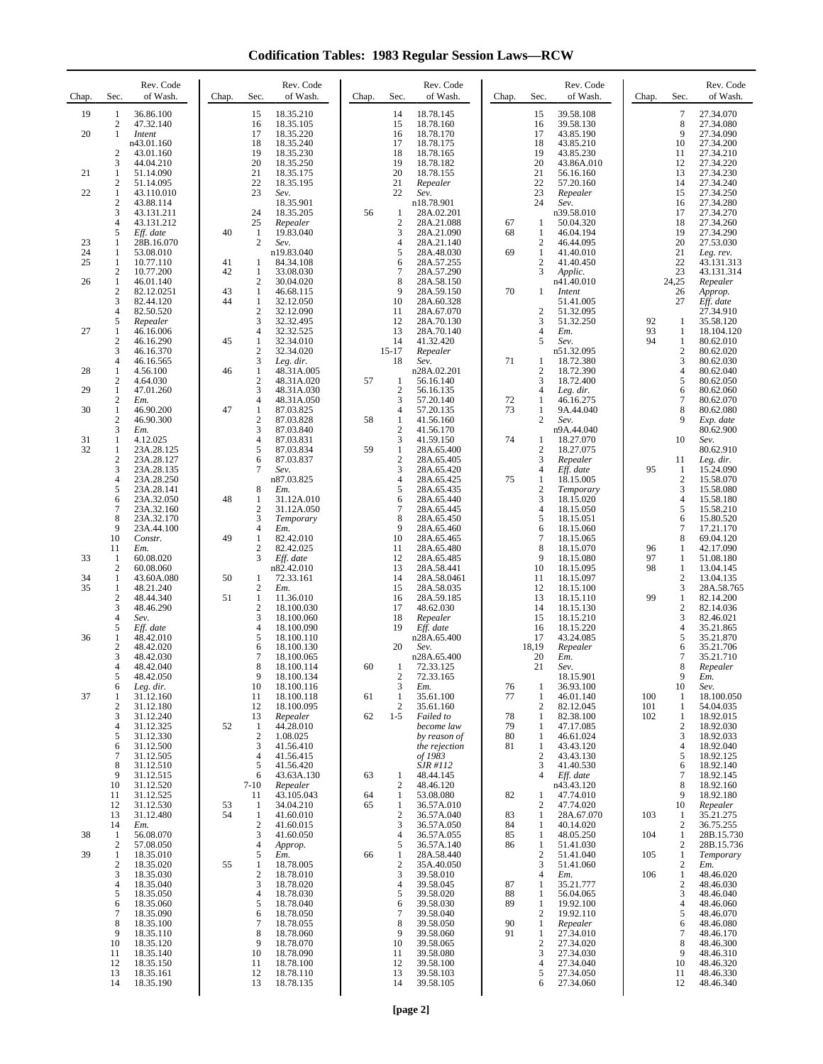# Codification Tables: 1983 Regular Session Laws—RCW

| Chap. | Sec. | Rev. Code of Wash. |
|---|---|---|
| 19 | 1 | 36.86.100 |
| | 2 | 47.32.140 |
| 20 | 1 | *Intent* n43.01.160 |
| | 2 | 43.01.160 |
| | 3 | 44.04.210 |
| 21 | 1 | 51.14.090 |
| | 2 | 51.14.095 |
| 22 | 1 | 43.110.010 |
| | 2 | 43.88.114 |
| | 3 | 43.131.211 |
| | 4 | 43.131.212 |
| | 5 | *Eff. date* |
| 23 | 1 | 28B.16.070 |
| 24 | 1 | 53.08.010 |
| 25 | 1 | 10.77.110 |
| | 2 | 10.77.200 |
| 26 | 1 | 46.01.140 |
| | 2 | 82.12.0251 |
| | 3 | 82.44.120 |
| | 4 | 82.50.520 |
| | 5 | *Repealer* |
| 27 | 1 | 46.16.006 |
| | 2 | 46.16.290 |
| | 3 | 46.16.370 |
| | 4 | 46.16.565 |
| 28 | 1 | 4.56.100 |
| | 2 | 4.64.030 |
| 29 | 1 | 47.01.260 |
| | 2 | *Em.* |
| 30 | 1 | 46.90.200 |
| | 2 | 46.90.300 |
| | 3 | *Em.* |
| 31 | 1 | 4.12.025 |
| 32 | 1 | 23A.28.125 |
| | 2 | 23A.28.127 |
| | 3 | 23A.28.135 |
| | 4 | 23A.28.250 |
| | 5 | 23A.28.141 |
| | 6 | 23A.32.050 |
| | 7 | 23A.32.160 |
| | 8 | 23A.32.170 |
| | 9 | 23A.44.100 |
| | 10 | *Constr.* |
| | 11 | *Em.* |
| 33 | 1 | 60.08.020 |
| | 2 | 60.08.060 |
| 34 | 1 | 43.60A.080 |
| 35 | 1 | 48.21.240 |
| | 2 | 48.44.340 |
| | 3 | 48.46.290 |
| | 4 | *Sev.* |
| | 5 | *Eff. date* |
| 36 | 1 | 48.42.010 |
| | 2 | 48.42.020 |
| | 3 | 48.42.030 |
| | 4 | 48.42.040 |
| | 5 | 48.42.050 |
| | 6 | *Leg. dir.* |
| 37 | 1 | 31.12.160 |
| | 2 | 31.12.180 |
| | 3 | 31.12.240 |
| | 4 | 31.12.325 |
| | 5 | 31.12.330 |
| | 6 | 31.12.500 |
| | 7 | 31.12.505 |
| | 8 | 31.12.510 |
| | 9 | 31.12.515 |
| | 10 | 31.12.520 |
| | 11 | 31.12.525 |
| | 12 | 31.12.530 |
| | 13 | 31.12.480 |
| | 14 | *Em.* |
| 38 | 1 | 56.08.070 |
| | 2 | 57.08.050 |
| 39 | 1 | 18.35.010 |
| | 2 | 18.35.020 |
| | 3 | 18.35.030 |
| | 4 | 18.35.040 |
| | 5 | 18.35.050 |
| | 6 | 18.35.060 |
| | 7 | 18.35.090 |
| | 8 | 18.35.100 |
| | 9 | 18.35.110 |
| | 10 | 18.35.120 |
| | 11 | 18.35.140 |
| | 12 | 18.35.150 |
| | 13 | 18.35.161 |
| | 14 | 18.35.190 |
| | 15 | 18.35.210 |
| | 16 | 18.35.105 |
| | 17 | 18.35.220 |
| | 18 | 18.35.240 |
| | 19 | 18.35.230 |
| | 20 | 18.35.250 |
| | 21 | 18.35.175 |
| | 22 | 18.35.195 |
| | 23 | *Sev.* 18.35.901 |
| | 24 | 18.35.205 |
| | 25 | *Repealer* |
| 40 | 1 | 19.83.040 |
| | 2 | *Sev.* n19.83.040 |
| 41 | 1 | 84.34.108 |
| 42 | 1 | 33.08.030 |
| | 2 | 30.04.020 |
| 43 | 1 | 46.68.115 |
| 44 | 1 | 32.12.050 |
| | 2 | 32.12.090 |
| | 3 | 32.32.495 |
| | 4 | 32.32.525 |
| 45 | 1 | 32.34.010 |
| | 2 | 32.34.020 |
| | 3 | *Leg. dir.* |
| 46 | 1 | 48.31A.005 |
| | 2 | 48.31A.020 |
| | 3 | 48.31A.030 |
| | 4 | 48.31A.050 |
| 47 | 1 | 87.03.825 |
| | 2 | 87.03.828 |
| | 3 | 87.03.840 |
| | 4 | 87.03.831 |
| | 5 | 87.03.834 |
| | 6 | 87.03.837 |
| | 7 | *Sev.* n87.03.825 |
| | 8 | *Em.* |
| 48 | 1 | 31.12A.010 |
| | 2 | 31.12A.050 |
| | 3 | *Temporary* |
| | 4 | *Em.* |
| 49 | 1 | 82.42.010 |
| | 2 | 82.42.025 |
| | 3 | *Eff. date* n82.42.010 |
| 50 | 1 | 72.33.161 |
| | 2 | *Em.* |
| 51 | 1 | 11.36.010 |
| | 2 | 18.100.030 |
| | 3 | 18.100.060 |
| | 4 | 18.100.090 |
| | 5 | 18.100.110 |
| | 6 | 18.100.130 |
| | 7 | 18.100.065 |
| | 8 | 18.100.114 |
| | 9 | 18.100.134 |
| | 10 | 18.100.116 |
| | 11 | 18.100.118 |
| | 12 | 18.100.095 |
| | 13 | *Repealer* |
| 52 | 1 | 44.28.010 |
| | 2 | 1.08.025 |
| | 3 | 41.56.410 |
| | 4 | 41.56.415 |
| | 5 | 41.56.420 |
| | 6 | 43.63A.130 |
| | 7-10 | *Repealer* |
| | 11 | 43.105.043 |
| 53 | 1 | 34.04.210 |
| 54 | 1 | 41.60.010 |
| | 2 | 41.60.015 |
| | 3 | 41.60.050 |
| | 4 | *Approp.* |
| | 5 | *Em.* |
| 55 | 1 | 18.78.005 |
| | 2 | 18.78.010 |
| | 3 | 18.78.020 |
| | 4 | 18.78.030 |
| | 5 | 18.78.040 |
| | 6 | 18.78.050 |
| | 7 | 18.78.055 |
| | 8 | 18.78.060 |
| | 9 | 18.78.070 |
| | 10 | 18.78.090 |
| | 11 | 18.78.100 |
| | 12 | 18.78.110 |
| | 13 | 18.78.135 |
| | 14 | 18.78.145 |
| | 15 | 18.78.160 |
| | 16 | 18.78.170 |
| | 17 | 18.78.175 |
| | 18 | 18.78.165 |
| | 19 | 18.78.182 |
| | 20 | 18.78.155 |
| | 21 | *Repealer* |
| | 22 | *Sev.* n18.78.901 |
| 56 | 1 | 28A.02.201 |
| | 2 | 28A.21.088 |
| | 3 | 28A.21.090 |
| | 4 | 28A.21.140 |
| | 5 | 28A.48.030 |
| | 6 | 28A.57.255 |
| | 7 | 28A.57.290 |
| | 8 | 28A.58.150 |
| | 9 | 28A.59.150 |
| | 10 | 28A.60.328 |
| | 11 | 28A.67.070 |
| | 12 | 28A.70.130 |
| | 13 | 28A.70.140 |
| | 14 | 41.32.420 |
| | 15-17 | *Repealer* |
| | 18 | *Sev.* n28A.02.201 |
| 57 | 1 | 56.16.140 |
| | 2 | 56.16.135 |
| | 3 | 57.20.140 |
| | 4 | 57.20.135 |
| 58 | 1 | 41.56.160 |
| | 2 | 41.56.170 |
| | 3 | 41.59.150 |
| 59 | 1 | 28A.65.400 |
| | 2 | 28A.65.405 |
| | 3 | 28A.65.420 |
| | 4 | 28A.65.425 |
| | 5 | 28A.65.435 |
| | 6 | 28A.65.440 |
| | 7 | 28A.65.445 |
| | 8 | 28A.65.450 |
| | 9 | 28A.65.460 |
| | 10 | 28A.65.465 |
| | 11 | 28A.65.480 |
| | 12 | 28A.65.485 |
| | 13 | 28A.58.441 |
| | 14 | 28A.58.0461 |
| | 15 | 28A.58.035 |
| | 16 | 28A.59.185 |
| | 17 | 48.62.030 |
| | 18 | *Repealer* |
| | 19 | *Eff. date* n28A.65.400 |
| | 20 | *Sev.* n28A.65.400 |
| 60 | 1 | 72.33.125 |
| | 2 | 72.33.165 |
| | 3 | *Em.* |
| 61 | 1 | 35.61.100 |
| | 2 | 35.61.160 |
| 62 | 1-5 | *Failed to become law by reason of the rejection of 1983 SJR #112* |
| 63 | 1 | 48.44.145 |
| | 2 | 48.46.120 |
| 64 | 1 | 53.08.080 |
| 65 | 1 | 36.57A.010 |
| | 2 | 36.57A.040 |
| | 3 | 36.57A.050 |
| | 4 | 36.57A.055 |
| | 5 | 36.57A.140 |
| 66 | 1 | 28A.58.440 |
| | 2 | 35A.40.050 |
| | 3 | 39.58.010 |
| | 4 | 39.58.045 |
| | 5 | 39.58.020 |
| | 6 | 39.58.030 |
| | 7 | 39.58.040 |
| | 8 | 39.58.050 |
| | 9 | 39.58.060 |
| | 10 | 39.58.065 |
| | 11 | 39.58.080 |
| | 12 | 39.58.100 |
| | 13 | 39.58.103 |
| | 14 | 39.58.105 |
| | 15 | 39.58.108 |
| | 16 | 39.58.130 |
| | 17 | 43.85.190 |
| | 18 | 43.85.210 |
| | 19 | 43.85.230 |
| | 20 | 43.86A.010 |
| | 21 | 56.16.160 |
| | 22 | 57.20.160 |
| | 23 | *Repealer* |
| | 24 | *Sev.* n39.58.010 |
| 67 | 1 | 50.04.320 |
| 68 | 1 | 46.04.194 |
| | 2 | 46.44.095 |
| 69 | 1 | 41.40.010 |
| | 2 | 41.40.450 |
| | 3 | *Applic.* n41.40.010 |
| 70 | 1 | *Intent* 51.41.005 |
| | 2 | 51.32.095 |
| | 3 | 51.32.250 |
| | 4 | *Em.* |
| | 5 | *Sev.* n51.32.095 |
| 71 | 1 | 18.72.380 |
| | 2 | 18.72.390 |
| | 3 | 18.72.400 |
| | 4 | *Leg. dir.* |
| 72 | 1 | 46.16.275 |
| 73 | 1 | 9A.44.040 |
| | 2 | *Sev.* n9A.44.040 |
| 74 | 1 | 18.27.070 |
| | 2 | 18.27.075 |
| | 3 | *Repealer* |
| | 4 | *Eff. date* |
| 75 | 1 | 18.15.005 |
| | 2 | *Temporary* |
| | 3 | 18.15.020 |
| | 4 | 18.15.050 |
| | 5 | 18.15.051 |
| | 6 | 18.15.060 |
| | 7 | 18.15.065 |
| | 8 | 18.15.070 |
| | 9 | 18.15.080 |
| | 10 | 18.15.095 |
| | 11 | 18.15.097 |
| | 12 | 18.15.100 |
| | 13 | 18.15.110 |
| | 14 | 18.15.130 |
| | 15 | 18.15.210 |
| | 16 | 18.15.220 |
| | 17 | 43.24.085 |
| | 18,19 | *Repealer* |
| | 20 | *Em.* |
| | 21 | *Sev.* 18.15.901 |
| 76 | 1 | 36.93.100 |
| 77 | 1 | 46.01.140 |
| | 2 | 82.12.045 |
| 78 | 1 | 82.38.100 |
| 79 | 1 | 47.17.085 |
| 80 | 1 | 46.61.024 |
| 81 | 1 | 43.43.120 |
| | 2 | 43.43.130 |
| | 3 | 41.40.530 |
| | 4 | *Eff. date* n43.43.120 |
| 82 | 1 | 47.74.010 |
| | 2 | 47.74.020 |
| 83 | 1 | 28A.67.070 |
| 84 | 1 | 40.14.020 |
| 85 | 1 | 48.05.250 |
| 86 | 1 | 51.41.030 |
| | 2 | 51.41.040 |
| | 3 | 51.41.060 |
| | 4 | *Em.* |
| 87 | 1 | 35.21.777 |
| 88 | 1 | 56.04.065 |
| 89 | 1 | 19.92.100 |
| | 2 | 19.92.110 |
| 90 | 1 | *Repealer* |
| 91 | 1 | 27.34.010 |
| | 2 | 27.34.020 |
| | 3 | 27.34.030 |
| | 4 | 27.34.040 |
| | 5 | 27.34.050 |
| | 6 | 27.34.060 |
| | 7 | 27.34.070 |
| | 8 | 27.34.080 |
| | 9 | 27.34.090 |
| | 10 | 27.34.200 |
| | 11 | 27.34.210 |
| | 12 | 27.34.220 |
| | 13 | 27.34.230 |
| | 14 | 27.34.240 |
| | 15 | 27.34.250 |
| | 16 | 27.34.280 |
| | 17 | 27.34.270 |
| | 18 | 27.34.260 |
| | 19 | 27.34.290 |
| | 20 | 27.53.030 |
| | 21 | *Leg. rev.* |
| | 22 | 43.131.313 |
| | 23 | 43.131.314 |
| | 24,25 | *Repealer* |
| | 26 | *Approp.* |
| | 27 | *Eff. date* 27.34.910 |
| 92 | 1 | 35.58.120 |
| 93 | 1 | 18.104.120 |
| 94 | 1 | 80.62.010 |
| | 2 | 80.62.020 |
| | 3 | 80.62.030 |
| | 4 | 80.62.040 |
| | 5 | 80.62.050 |
| | 6 | 80.62.060 |
| | 7 | 80.62.070 |
| | 8 | 80.62.080 |
| | 9 | *Exp. date* 80.62.900 |
| | 10 | *Sev.* 80.62.910 |
| | 11 | *Leg. dir.* |
| 95 | 1 | 15.24.090 |
| | 2 | 15.58.070 |
| | 3 | 15.58.080 |
| | 4 | 15.58.180 |
| | 5 | 15.58.210 |
| | 6 | 15.80.520 |
| | 7 | 17.21.170 |
| | 8 | 69.04.120 |
| 96 | 1 | 42.17.090 |
| 97 | 1 | 51.08.180 |
| 98 | 1 | 13.04.145 |
| | 2 | 13.04.135 |
| | 3 | 28A.58.765 |
| 99 | 1 | 82.14.200 |
| | 2 | 82.14.036 |
| | 3 | 82.46.021 |
| | 4 | 35.21.865 |
| | 5 | 35.21.870 |
| | 6 | 35.21.706 |
| | 7 | 35.21.710 |
| | 8 | *Repealer* |
| | 9 | *Em.* |
| | 10 | *Sev.* |
| 100 | 1 | 18.100.050 |
| 101 | 1 | 54.04.035 |
| 102 | 1 | 18.92.015 |
| | 2 | 18.92.030 |
| | 3 | 18.92.033 |
| | 4 | 18.92.040 |
| | 5 | 18.92.125 |
| | 6 | 18.92.140 |
| | 7 | 18.92.145 |
| | 8 | 18.92.160 |
| | 9 | 18.92.180 |
| | 10 | *Repealer* |
| 103 | 1 | 35.21.275 |
| | 2 | 36.75.255 |
| 104 | 1 | 28B.15.730 |
| | 2 | 28B.15.736 |
| 105 | 1 | *Temporary* |
| | 2 | *Em.* |
| 106 | 1 | 48.46.020 |
| | 2 | 48.46.030 |
| | 3 | 48.46.040 |
| | 4 | 48.46.060 |
| | 5 | 48.46.070 |
| | 6 | 48.46.080 |
| | 7 | 48.46.170 |
| | 8 | 48.46.300 |
| | 9 | 48.46.310 |
| | 10 | 48.46.320 |
| | 11 | 48.46.330 |
| | 12 | 48.46.340 |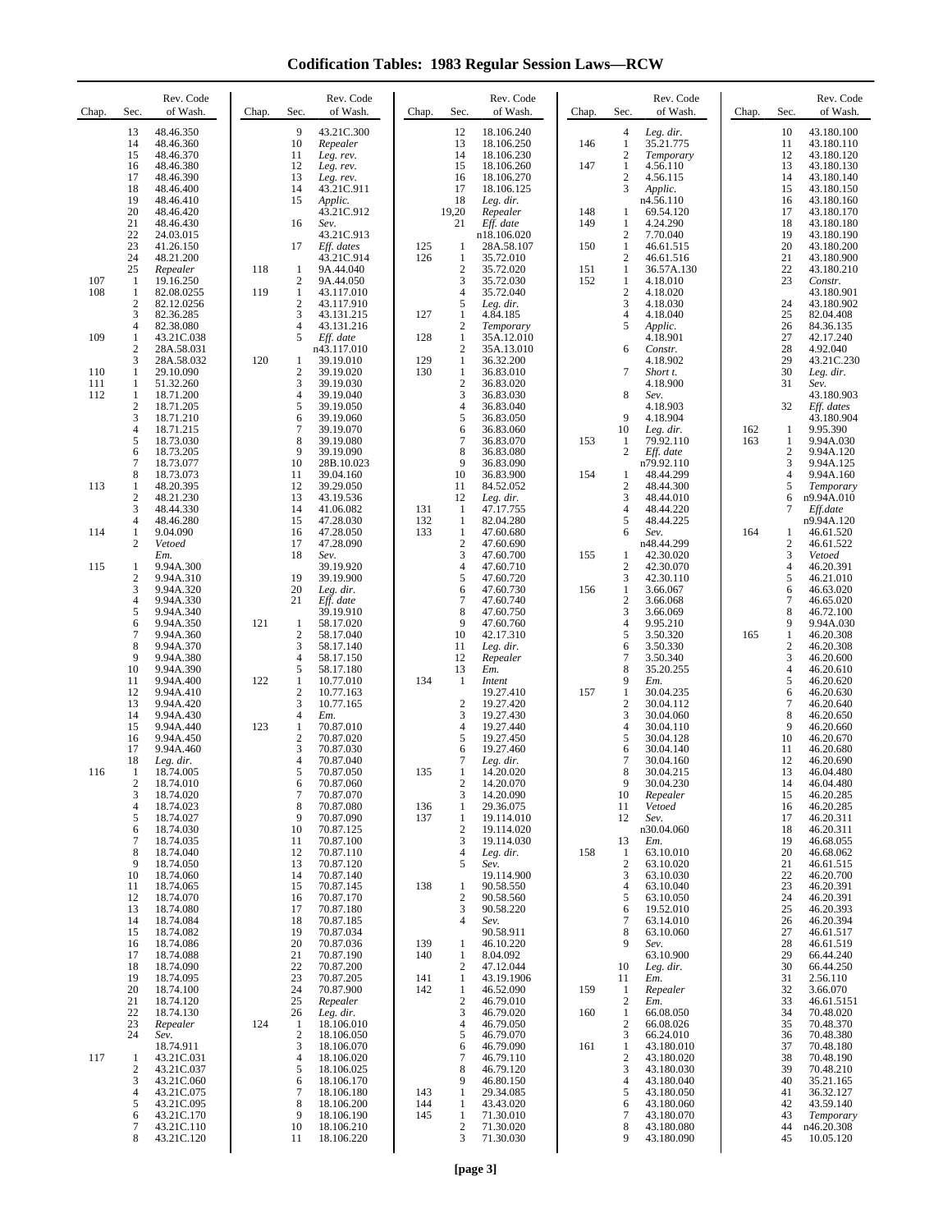# Codification Tables: 1983 Regular Session Laws—RCW

| Chap. | Sec. | Rev. Code of Wash. |
|---|---|---|
| | 13 | 48.46.350 |
| | 14 | 48.46.360 |
| | 15 | 48.46.370 |
| | 16 | 48.46.380 |
| | 17 | 48.46.390 |
| | 18 | 48.46.400 |
| | 19 | 48.46.410 |
| | 20 | 48.46.420 |
| | 21 | 48.46.430 |
| | 22 | 24.03.015 |
| | 23 | 41.26.150 |
| | 24 | 48.21.200 |
| | 25 | *Repealer* |
| 107 | 1 | 19.16.250 |
| 108 | 1 | 82.08.0255 |
| | 2 | 82.12.0256 |
| | 3 | 82.36.285 |
| | 4 | 82.38.080 |
| 109 | 1 | 43.21C.038 |
| | 2 | 28A.58.031 |
| | 3 | 28A.58.032 |
| 110 | 1 | 29.10.090 |
| 111 | 1 | 51.32.260 |
| 112 | 1 | 18.71.200 |
| | 2 | 18.71.205 |
| | 3 | 18.71.210 |
| | 4 | 18.71.215 |
| | 5 | 18.73.030 |
| | 6 | 18.73.205 |
| | 7 | 18.73.077 |
| | 8 | 18.73.073 |
| 113 | 1 | 48.20.395 |
| | 2 | 48.21.230 |
| | 3 | 48.44.330 |
| | 4 | 48.46.280 |
| 114 | 1 | 9.04.090 |
| | 2 | *Vetoed* |
| | | *Em.* |
| 115 | 1 | 9.94A.300 |
| | 2 | 9.94A.310 |
| | 3 | 9.94A.320 |
| | 4 | 9.94A.330 |
| | 5 | 9.94A.340 |
| | 6 | 9.94A.350 |
| | 7 | 9.94A.360 |
| | 8 | 9.94A.370 |
| | 9 | 9.94A.380 |
| | 10 | 9.94A.390 |
| | 11 | 9.94A.400 |
| | 12 | 9.94A.410 |
| | 13 | 9.94A.420 |
| | 14 | 9.94A.430 |
| | 15 | 9.94A.440 |
| | 16 | 9.94A.450 |
| | 17 | 9.94A.460 |
| | 18 | *Leg. dir.* |
| 116 | 1 | 18.74.005 |
| | 2 | 18.74.010 |
| | 3 | 18.74.020 |
| | 4 | 18.74.023 |
| | 5 | 18.74.027 |
| | 6 | 18.74.030 |
| | 7 | 18.74.035 |
| | 8 | 18.74.040 |
| | 9 | 18.74.050 |
| | 10 | 18.74.060 |
| | 11 | 18.74.065 |
| | 12 | 18.74.070 |
| | 13 | 18.74.080 |
| | 14 | 18.74.084 |
| | 15 | 18.74.082 |
| | 16 | 18.74.086 |
| | 17 | 18.74.088 |
| | 18 | 18.74.090 |
| | 19 | 18.74.095 |
| | 20 | 18.74.100 |
| | 21 | 18.74.120 |
| | 22 | 18.74.130 |
| | 23 | *Repealer* |
| | 24 | *Sev.* |
| | | 18.74.911 |
| 117 | 1 | 43.21C.031 |
| | 2 | 43.21C.037 |
| | 3 | 43.21C.060 |
| | 4 | 43.21C.075 |
| | 5 | 43.21C.095 |
| | 6 | 43.21C.170 |
| | 7 | 43.21C.110 |
| | 8 | 43.21C.120 |
| | 9 | 43.21C.300 |
| | 10 | *Repealer* |
| | 11 | *Leg. rev.* |
| | 12 | *Leg. rev.* |
| | 13 | *Leg. rev.* |
| | 14 | 43.21C.911 |
| | 15 | *Applic.* |
| | | 43.21C.912 |
| | 16 | *Sev.* |
| | | 43.21C.913 |
| | 17 | *Eff. dates* |
| | | 43.21C.914 |
| 118 | 1 | 9A.44.040 |
| | 2 | 9A.44.050 |
| 119 | 1 | 43.117.010 |
| | 2 | 43.117.910 |
| | 3 | 43.131.215 |
| | 4 | 43.131.216 |
| | 5 | *Eff. date* |
| | | n43.117.010 |
| 120 | 1 | 39.19.010 |
| | 2 | 39.19.020 |
| | 3 | 39.19.030 |
| | 4 | 39.19.040 |
| | 5 | 39.19.050 |
| | 6 | 39.19.060 |
| | 7 | 39.19.070 |
| | 8 | 39.19.080 |
| | 9 | 39.19.090 |
| | 10 | 28B.10.023 |
| | 11 | 39.04.160 |
| | 12 | 39.29.050 |
| | 13 | 43.19.536 |
| | 14 | 41.06.082 |
| | 15 | 47.28.030 |
| | 16 | 47.28.050 |
| | 17 | 47.28.090 |
| | 18 | *Sev.* |
| | | 39.19.920 |
| | 19 | 39.19.900 |
| | 20 | *Leg. dir.* |
| | 21 | *Eff. date* |
| | | 39.19.910 |
| 121 | 1 | 58.17.020 |
| | 2 | 58.17.040 |
| | 3 | 58.17.140 |
| | 4 | 58.17.150 |
| | 5 | 58.17.180 |
| 122 | 1 | 10.77.010 |
| | 2 | 10.77.163 |
| | 3 | 10.77.165 |
| | 4 | *Em.* |
| 123 | 1 | 70.87.010 |
| | 2 | 70.87.020 |
| | 3 | 70.87.030 |
| | 4 | 70.87.040 |
| | 5 | 70.87.050 |
| | 6 | 70.87.060 |
| | 7 | 70.87.070 |
| | 8 | 70.87.080 |
| | 9 | 70.87.090 |
| | 10 | 70.87.125 |
| | 11 | 70.87.100 |
| | 12 | 70.87.110 |
| | 13 | 70.87.120 |
| | 14 | 70.87.140 |
| | 15 | 70.87.145 |
| | 16 | 70.87.170 |
| | 17 | 70.87.180 |
| | 18 | 70.87.185 |
| | 19 | 70.87.034 |
| | 20 | 70.87.036 |
| | 21 | 70.87.190 |
| | 22 | 70.87.200 |
| | 23 | 70.87.205 |
| | 24 | 70.87.900 |
| | 25 | *Repealer* |
| | 26 | *Leg. dir.* |
| 124 | 1 | 18.106.010 |
| | 2 | 18.106.050 |
| | 3 | 18.106.070 |
| | 4 | 18.106.020 |
| | 5 | 18.106.025 |
| | 6 | 18.106.170 |
| | 7 | 18.106.180 |
| | 8 | 18.106.200 |
| | 9 | 18.106.190 |
| | 10 | 18.106.210 |
| | 11 | 18.106.220 |
| | 12 | 18.106.240 |
| | 13 | 18.106.250 |
| | 14 | 18.106.230 |
| | 15 | 18.106.260 |
| | 16 | 18.106.270 |
| | 17 | 18.106.125 |
| | 18 | *Leg. dir.* |
| | 19,20 | *Repealer* |
| | 21 | *Eff. date* |
| | | n18.106.020 |
| 125 | 1 | 28A.58.107 |
| 126 | 1 | 35.72.010 |
| | 2 | 35.72.020 |
| | 3 | 35.72.030 |
| | 4 | 35.72.040 |
| | 5 | *Leg. dir.* |
| 127 | 1 | 4.84.185 |
| | 2 | *Temporary* |
| 128 | 1 | 35A.12.010 |
| | 2 | 35A.13.010 |
| 129 | 1 | 36.32.200 |
| 130 | 1 | 36.83.010 |
| | 2 | 36.83.020 |
| | 3 | 36.83.030 |
| | 4 | 36.83.040 |
| | 5 | 36.83.050 |
| | 6 | 36.83.060 |
| | 7 | 36.83.070 |
| | 8 | 36.83.080 |
| | 9 | 36.83.090 |
| | 10 | 36.83.900 |
| | 11 | 84.52.052 |
| | 12 | *Leg. dir.* |
| 131 | 1 | 47.17.755 |
| 132 | 1 | 82.04.280 |
| 133 | 1 | 47.60.680 |
| | 2 | 47.60.690 |
| | 3 | 47.60.700 |
| | 4 | 47.60.710 |
| | 5 | 47.60.720 |
| | 6 | 47.60.730 |
| | 7 | 47.60.740 |
| | 8 | 47.60.750 |
| | 9 | 47.60.760 |
| | 10 | 42.17.310 |
| | 11 | *Leg. dir.* |
| | 12 | *Repealer* |
| | 13 | *Em.* |
| 134 | 1 | *Intent* |
| | | 19.27.410 |
| | 2 | 19.27.420 |
| | 3 | 19.27.430 |
| | 4 | 19.27.440 |
| | 5 | 19.27.450 |
| | 6 | 19.27.460 |
| | 7 | *Leg. dir.* |
| 135 | 1 | 14.20.020 |
| | 2 | 14.20.070 |
| | 3 | 14.20.090 |
| 136 | 1 | 29.36.075 |
| 137 | 1 | 19.114.010 |
| | 2 | 19.114.020 |
| | 3 | 19.114.030 |
| | 4 | *Leg. dir.* |
| | 5 | *Sev.* |
| | | 19.114.900 |
| 138 | 1 | 90.58.550 |
| | 2 | 90.58.560 |
| | 3 | 90.58.220 |
| | 4 | *Sev.* |
| | | 90.58.911 |
| 139 | 1 | 46.10.220 |
| 140 | 1 | 8.04.092 |
| | 2 | 47.12.044 |
| 141 | 1 | 43.19.1906 |
| 142 | 1 | 46.52.090 |
| | 2 | 46.79.010 |
| | 3 | 46.79.020 |
| | 4 | 46.79.050 |
| | 5 | 46.79.070 |
| | 6 | 46.79.090 |
| | 7 | 46.79.110 |
| | 8 | 46.79.120 |
| | 9 | 46.80.150 |
| 143 | 1 | 29.34.085 |
| 144 | 1 | 43.43.020 |
| 145 | 1 | 71.30.010 |
| | 2 | 71.30.020 |
| | 3 | 71.30.030 |
| | 4 | *Leg. dir.* |
| 146 | 1 | 35.21.775 |
| | 2 | *Temporary* |
| 147 | 1 | 4.56.110 |
| | 2 | 4.56.115 |
| | 3 | *Applic.* |
| | | n4.56.110 |
| 148 | 1 | 69.54.120 |
| 149 | 1 | 4.24.290 |
| | 2 | 7.70.040 |
| 150 | 1 | 46.61.515 |
| | 2 | 46.61.516 |
| 151 | 1 | 36.57A.130 |
| 152 | 1 | 4.18.010 |
| | 2 | 4.18.020 |
| | 3 | 4.18.030 |
| | 4 | 4.18.040 |
| | 5 | *Applic.* |
| | | 4.18.901 |
| | 6 | *Constr.* |
| | | 4.18.902 |
| | 7 | *Short t.* |
| | | 4.18.900 |
| | 8 | *Sev.* |
| | | 4.18.903 |
| | 9 | 4.18.904 |
| | 10 | *Leg. dir.* |
| 153 | 1 | 79.92.110 |
| | 2 | *Eff. date* |
| | | n79.92.110 |
| 154 | 1 | 48.44.299 |
| | 2 | 48.44.300 |
| | 3 | 48.44.010 |
| | 4 | 48.44.220 |
| | 5 | 48.44.225 |
| | 6 | *Sev.* |
| | | n48.44.299 |
| 155 | 1 | 42.30.020 |
| | 2 | 42.30.070 |
| | 3 | 42.30.110 |
| 156 | 1 | 3.66.067 |
| | 2 | 3.66.068 |
| | 3 | 3.66.069 |
| | 4 | 9.95.210 |
| | 5 | 3.50.320 |
| | 6 | 3.50.330 |
| | 7 | 3.50.340 |
| | 8 | 35.20.255 |
| | 9 | *Em.* |
| 157 | 1 | 30.04.235 |
| | 2 | 30.04.112 |
| | 3 | 30.04.060 |
| | 4 | 30.04.110 |
| | 5 | 30.04.128 |
| | 6 | 30.04.140 |
| | 7 | 30.04.160 |
| | 8 | 30.04.215 |
| | 9 | 30.04.230 |
| | 10 | *Repealer* |
| | 11 | *Vetoed* |
| | 12 | *Sev.* |
| | | n30.04.060 |
| | 13 | *Em.* |
| 158 | 1 | 63.10.010 |
| | 2 | 63.10.020 |
| | 3 | 63.10.030 |
| | 4 | 63.10.040 |
| | 5 | 63.10.050 |
| | 6 | 19.52.010 |
| | 7 | 63.14.010 |
| | 8 | 63.10.060 |
| | 9 | *Sev.* |
| | | 63.10.900 |
| | 10 | *Leg. dir.* |
| | 11 | *Em.* |
| 159 | 1 | *Repealer* |
| | 2 | *Em.* |
| 160 | 1 | 66.08.050 |
| | 2 | 66.08.026 |
| | 3 | 66.24.010 |
| 161 | 1 | 43.180.010 |
| | 2 | 43.180.020 |
| | 3 | 43.180.030 |
| | 4 | 43.180.040 |
| | 5 | 43.180.050 |
| | 6 | 43.180.060 |
| | 7 | 43.180.070 |
| | 8 | 43.180.080 |
| | 9 | 43.180.090 |
| | 10 | 43.180.100 |
| | 11 | 43.180.110 |
| | 12 | 43.180.120 |
| | 13 | 43.180.130 |
| | 14 | 43.180.140 |
| | 15 | 43.180.150 |
| | 16 | 43.180.160 |
| | 17 | 43.180.170 |
| | 18 | 43.180.180 |
| | 19 | 43.180.190 |
| | 20 | 43.180.200 |
| | 21 | 43.180.900 |
| | 22 | 43.180.210 |
| | 23 | *Constr.* |
| | | 43.180.901 |
| | 24 | 43.180.902 |
| | 25 | 82.04.408 |
| | 26 | 84.36.135 |
| | 27 | 42.17.240 |
| | 28 | 4.92.040 |
| | 29 | 43.21C.230 |
| | 30 | *Leg. dir.* |
| | 31 | *Sev.* |
| | | 43.180.903 |
| | 32 | *Eff. dates* |
| | | 43.180.904 |
| 162 | 1 | 9.95.390 |
| 163 | 1 | 9.94A.030 |
| | 2 | 9.94A.120 |
| | 3 | 9.94A.125 |
| | 4 | 9.94A.160 |
| | 5 | *Temporary* |
| | 6 | n9.94A.010 |
| | 7 | *Eff.date* |
| | | n9.94A.120 |
| 164 | 1 | 46.61.520 |
| | 2 | 46.61.522 |
| | 3 | *Vetoed* |
| | 4 | 46.20.391 |
| | 5 | 46.21.010 |
| | 6 | 46.63.020 |
| | 7 | 46.65.020 |
| | 8 | 46.72.100 |
| | 9 | 9.94A.030 |
| 165 | 1 | 46.20.308 |
| | 2 | 46.20.308 |
| | 3 | 46.20.600 |
| | 4 | 46.20.610 |
| | 5 | 46.20.620 |
| | 6 | 46.20.630 |
| | 7 | 46.20.640 |
| | 8 | 46.20.650 |
| | 9 | 46.20.660 |
| | 10 | 46.20.670 |
| | 11 | 46.20.680 |
| | 12 | 46.20.690 |
| | 13 | 46.04.480 |
| | 14 | 46.04.480 |
| | 15 | 46.20.285 |
| | 16 | 46.20.285 |
| | 17 | 46.20.311 |
| | 18 | 46.20.311 |
| | 19 | 46.68.055 |
| | 20 | 46.68.062 |
| | 21 | 46.61.515 |
| | 22 | 46.20.700 |
| | 23 | 46.20.391 |
| | 24 | 46.20.391 |
| | 25 | 46.20.393 |
| | 26 | 46.20.394 |
| | 27 | 46.61.517 |
| | 28 | 46.61.519 |
| | 29 | 66.44.240 |
| | 30 | 66.44.250 |
| | 31 | 2.56.110 |
| | 32 | 3.66.070 |
| | 33 | 46.61.5151 |
| | 34 | 70.48.020 |
| | 35 | 70.48.370 |
| | 36 | 70.48.380 |
| | 37 | 70.48.180 |
| | 38 | 70.48.190 |
| | 39 | 70.48.210 |
| | 40 | 35.21.165 |
| | 41 | 36.32.127 |
| | 42 | 43.59.140 |
| | 43 | *Temporary* |
| | 44 | n46.20.308 |
| | 45 | 10.05.120 |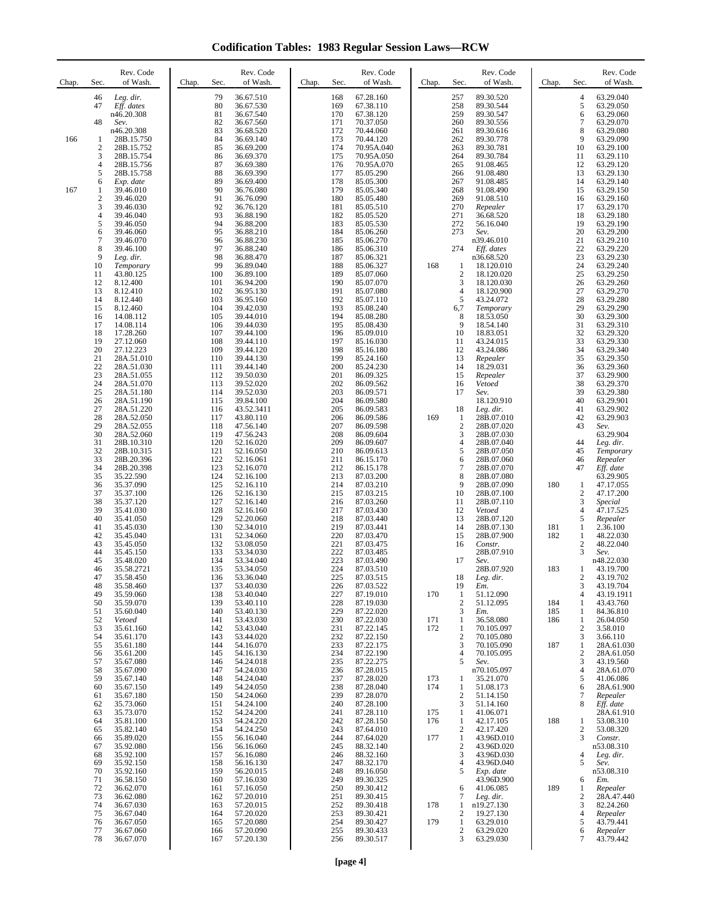# Codification Tables: 1983 Regular Session Laws—RCW

| Chap. | Sec. | Rev. Code of Wash. |
|---|---|---|
| | 46 | *Leg. dir.* |
| | 47 | *Eff. dates* n46.20.308 |
| | 48 | *Sev.* n46.20.308 |
| 166 | 1 | 28B.15.750 |
| | 2 | 28B.15.752 |
| | 3 | 28B.15.754 |
| | 4 | 28B.15.756 |
| | 5 | 28B.15.758 |
| | 6 | *Exp. date* |
| 167 | 1 | 39.46.010 |
| | 2 | 39.46.020 |
| | 3 | 39.46.030 |
| | 4 | 39.46.040 |
| | 5 | 39.46.050 |
| | 6 | 39.46.060 |
| | 7 | 39.46.070 |
| | 8 | 39.46.100 |
| | 9 | *Leg. dir.* |
| | 10 | *Temporary* |
| | 11 | 43.80.125 |
| | 12 | 8.12.400 |
| | 13 | 8.12.410 |
| | 14 | 8.12.440 |
| | 15 | 8.12.460 |
| | 16 | 14.08.112 |
| | 17 | 14.08.114 |
| | 18 | 17.28.260 |
| | 19 | 27.12.060 |
| | 20 | 27.12.223 |
| | 21 | 28A.51.010 |
| | 22 | 28A.51.030 |
| | 23 | 28A.51.055 |
| | 24 | 28A.51.070 |
| | 25 | 28A.51.180 |
| | 26 | 28A.51.190 |
| | 27 | 28A.51.220 |
| | 28 | 28A.52.050 |
| | 29 | 28A.52.055 |
| | 30 | 28A.52.060 |
| | 31 | 28B.10.310 |
| | 32 | 28B.10.315 |
| | 33 | 28B.20.396 |
| | 34 | 28B.20.398 |
| | 35 | 35.22.590 |
| | 36 | 35.37.090 |
| | 37 | 35.37.100 |
| | 38 | 35.37.120 |
| | 39 | 35.41.030 |
| | 40 | 35.41.050 |
| | 41 | 35.45.030 |
| | 42 | 35.45.040 |
| | 43 | 35.45.050 |
| | 44 | 35.45.150 |
| | 45 | 35.48.020 |
| | 46 | 35.58.2721 |
| | 47 | 35.58.450 |
| | 48 | 35.58.460 |
| | 49 | 35.59.060 |
| | 50 | 35.59.070 |
| | 51 | 35.60.040 |
| | 52 | *Vetoed* |
| | 53 | 35.61.160 |
| | 54 | 35.61.170 |
| | 55 | 35.61.180 |
| | 56 | 35.61.200 |
| | 57 | 35.67.080 |
| | 58 | 35.67.090 |
| | 59 | 35.67.140 |
| | 60 | 35.67.150 |
| | 61 | 35.67.180 |
| | 62 | 35.73.060 |
| | 63 | 35.73.070 |
| | 64 | 35.81.100 |
| | 65 | 35.82.140 |
| | 66 | 35.89.020 |
| | 67 | 35.92.080 |
| | 68 | 35.92.100 |
| | 69 | 35.92.150 |
| | 70 | 35.92.160 |
| | 71 | 36.58.150 |
| | 72 | 36.62.070 |
| | 73 | 36.62.080 |
| | 74 | 36.67.030 |
| | 75 | 36.67.040 |
| | 76 | 36.67.050 |
| | 77 | 36.67.060 |
| | 78 | 36.67.070 |
| | 79 | 36.67.510 |
| | 80 | 36.67.530 |
| | 81 | 36.67.540 |
| | 82 | 36.67.560 |
| | 83 | 36.68.520 |
| | 84 | 36.69.140 |
| | 85 | 36.69.200 |
| | 86 | 36.69.370 |
| | 87 | 36.69.380 |
| | 88 | 36.69.390 |
| | 89 | 36.69.400 |
| | 90 | 36.76.080 |
| | 91 | 36.76.090 |
| | 92 | 36.76.120 |
| | 93 | 36.88.190 |
| | 94 | 36.88.200 |
| | 95 | 36.88.210 |
| | 96 | 36.88.230 |
| | 97 | 36.88.240 |
| | 98 | 36.88.470 |
| | 99 | 36.89.040 |
| | 100 | 36.89.100 |
| | 101 | 36.94.200 |
| | 102 | 36.95.130 |
| | 103 | 36.95.160 |
| | 104 | 39.42.030 |
| | 105 | 39.44.010 |
| | 106 | 39.44.030 |
| | 107 | 39.44.100 |
| | 108 | 39.44.110 |
| | 109 | 39.44.120 |
| | 110 | 39.44.130 |
| | 111 | 39.44.140 |
| | 112 | 39.50.030 |
| | 113 | 39.52.020 |
| | 114 | 39.52.030 |
| | 115 | 39.84.100 |
| | 116 | 43.52.3411 |
| | 117 | 43.80.110 |
| | 118 | 47.56.140 |
| | 119 | 47.56.243 |
| | 120 | 52.16.020 |
| | 121 | 52.16.050 |
| | 122 | 52.16.061 |
| | 123 | 52.16.070 |
| | 124 | 52.16.100 |
| | 125 | 52.16.110 |
| | 126 | 52.16.130 |
| | 127 | 52.16.140 |
| | 128 | 52.16.160 |
| | 129 | 52.20.060 |
| | 130 | 52.34.010 |
| | 131 | 52.34.060 |
| | 132 | 53.08.050 |
| | 133 | 53.34.030 |
| | 134 | 53.34.040 |
| | 135 | 53.34.050 |
| | 136 | 53.36.040 |
| | 137 | 53.40.030 |
| | 138 | 53.40.040 |
| | 139 | 53.40.110 |
| | 140 | 53.40.130 |
| | 141 | 53.43.030 |
| | 142 | 53.43.040 |
| | 143 | 53.44.020 |
| | 144 | 54.16.070 |
| | 145 | 54.16.130 |
| | 146 | 54.24.018 |
| | 147 | 54.24.030 |
| | 148 | 54.24.040 |
| | 149 | 54.24.050 |
| | 150 | 54.24.060 |
| | 151 | 54.24.100 |
| | 152 | 54.24.200 |
| | 153 | 54.24.220 |
| | 154 | 54.24.250 |
| | 155 | 56.16.040 |
| | 156 | 56.16.060 |
| | 157 | 56.16.080 |
| | 158 | 56.16.130 |
| | 159 | 56.20.015 |
| | 160 | 57.16.030 |
| | 161 | 57.16.050 |
| | 162 | 57.20.010 |
| | 163 | 57.20.015 |
| | 164 | 57.20.020 |
| | 165 | 57.20.080 |
| | 166 | 57.20.090 |
| | 167 | 57.20.130 |
| | 168 | 67.28.160 |
| | 169 | 67.38.110 |
| | 170 | 67.38.120 |
| | 171 | 70.37.050 |
| | 172 | 70.44.060 |
| | 173 | 70.44.120 |
| | 174 | 70.95A.040 |
| | 175 | 70.95A.050 |
| | 176 | 70.95A.070 |
| | 177 | 85.05.290 |
| | 178 | 85.05.300 |
| | 179 | 85.05.340 |
| | 180 | 85.05.480 |
| | 181 | 85.05.510 |
| | 182 | 85.05.520 |
| | 183 | 85.05.530 |
| | 184 | 85.06.260 |
| | 185 | 85.06.270 |
| | 186 | 85.06.310 |
| | 187 | 85.06.321 |
| | 188 | 85.06.327 |
| | 189 | 85.07.060 |
| | 190 | 85.07.070 |
| | 191 | 85.07.080 |
| | 192 | 85.07.110 |
| | 193 | 85.08.240 |
| | 194 | 85.08.280 |
| | 195 | 85.08.430 |
| | 196 | 85.09.010 |
| | 197 | 85.16.030 |
| | 198 | 85.16.180 |
| | 199 | 85.24.160 |
| | 200 | 85.24.230 |
| | 201 | 86.09.325 |
| | 202 | 86.09.562 |
| | 203 | 86.09.571 |
| | 204 | 86.09.580 |
| | 205 | 86.09.583 |
| | 206 | 86.09.586 |
| | 207 | 86.09.598 |
| | 208 | 86.09.604 |
| | 209 | 86.09.607 |
| | 210 | 86.09.613 |
| | 211 | 86.15.170 |
| | 212 | 86.15.178 |
| | 213 | 87.03.200 |
| | 214 | 87.03.210 |
| | 215 | 87.03.215 |
| | 216 | 87.03.260 |
| | 217 | 87.03.430 |
| | 218 | 87.03.440 |
| | 219 | 87.03.441 |
| | 220 | 87.03.470 |
| | 221 | 87.03.475 |
| | 222 | 87.03.485 |
| | 223 | 87.03.490 |
| | 224 | 87.03.510 |
| | 225 | 87.03.515 |
| | 226 | 87.03.522 |
| | 227 | 87.19.010 |
| | 228 | 87.19.030 |
| | 229 | 87.22.020 |
| | 230 | 87.22.030 |
| | 231 | 87.22.145 |
| | 232 | 87.22.150 |
| | 233 | 87.22.175 |
| | 234 | 87.22.190 |
| | 235 | 87.22.275 |
| | 236 | 87.28.015 |
| | 237 | 87.28.020 |
| | 238 | 87.28.040 |
| | 239 | 87.28.070 |
| | 240 | 87.28.100 |
| | 241 | 87.28.110 |
| | 242 | 87.28.150 |
| | 243 | 87.64.010 |
| | 244 | 87.64.020 |
| | 245 | 88.32.140 |
| | 246 | 88.32.160 |
| | 247 | 88.32.170 |
| | 248 | 89.16.050 |
| | 249 | 89.30.325 |
| | 250 | 89.30.412 |
| | 251 | 89.30.415 |
| | 252 | 89.30.418 |
| | 253 | 89.30.421 |
| | 254 | 89.30.427 |
| | 255 | 89.30.433 |
| | 256 | 89.30.517 |
| | 257 | 89.30.520 |
| | 258 | 89.30.544 |
| | 259 | 89.30.547 |
| | 260 | 89.30.556 |
| | 261 | 89.30.616 |
| | 262 | 89.30.778 |
| | 263 | 89.30.781 |
| | 264 | 89.30.784 |
| | 265 | 91.08.465 |
| | 266 | 91.08.480 |
| | 267 | 91.08.485 |
| | 268 | 91.08.490 |
| | 269 | 91.08.510 |
| | 270 | *Repealer* |
| | 271 | 36.68.520 |
| | 272 | 56.16.040 |
| | 273 | *Sev.* n39.46.010 |
| | 274 | *Eff. dates* n36.68.520 |
| 168 | 1 | 18.120.010 |
| | 2 | 18.120.020 |
| | 3 | 18.120.030 |
| | 4 | 18.120.900 |
| | 5 | 43.24.072 |
| | 6,7 | *Temporary* |
| | 8 | 18.53.050 |
| | 9 | 18.54.140 |
| | 10 | 18.83.051 |
| | 11 | 43.24.015 |
| | 12 | 43.24.086 |
| | 13 | *Repealer* |
| | 14 | 18.29.031 |
| | 15 | *Repealer* |
| | 16 | *Vetoed* |
| | 17 | *Sev.* 18.120.910 |
| | 18 | *Leg. dir.* |
| 169 | 1 | 28B.07.010 |
| | 2 | 28B.07.020 |
| | 3 | 28B.07.030 |
| | 4 | 28B.07.040 |
| | 5 | 28B.07.050 |
| | 6 | 28B.07.060 |
| | 7 | 28B.07.070 |
| | 8 | 28B.07.080 |
| | 9 | 28B.07.090 |
| | 10 | 28B.07.100 |
| | 11 | 28B.07.110 |
| | 12 | *Vetoed* |
| | 13 | 28B.07.120 |
| | 14 | 28B.07.130 |
| | 15 | 28B.07.900 |
| | 16 | *Constr.* 28B.07.910 |
| | 17 | *Sev.* 28B.07.920 |
| | 18 | *Leg. dir.* |
| | 19 | *Em.* |
| 170 | 1 | 51.12.090 |
| | 2 | 51.12.095 |
| | 3 | *Em.* |
| 171 | 1 | 36.58.080 |
| 172 | 1 | 70.105.097 |
| | 2 | 70.105.080 |
| | 3 | 70.105.090 |
| | 4 | 70.105.095 |
| | 5 | *Sev.* n70.105.097 |
| 173 | 1 | 35.21.070 |
| 174 | 1 | 51.08.173 |
| | 2 | 51.14.150 |
| | 3 | 51.14.160 |
| 175 | 1 | 41.06.071 |
| 176 | 1 | 42.17.105 |
| | 2 | 42.17.420 |
| 177 | 1 | 43.96D.010 |
| | 2 | 43.96D.020 |
| | 3 | 43.96D.030 |
| | 4 | 43.96D.040 |
| | 5 | *Exp. date* 43.96D.900 |
| | 6 | 41.06.085 |
| | 7 | *Leg. dir.* |
| 178 | 1 | n19.27.130 |
| | 2 | 19.27.130 |
| 179 | 1 | 63.29.010 |
| | 2 | 63.29.020 |
| | 3 | 63.29.030 |
| | 4 | 63.29.040 |
| | 5 | 63.29.050 |
| | 6 | 63.29.060 |
| | 7 | 63.29.070 |
| | 8 | 63.29.080 |
| | 9 | 63.29.090 |
| | 10 | 63.29.100 |
| | 11 | 63.29.110 |
| | 12 | 63.29.120 |
| | 13 | 63.29.130 |
| | 14 | 63.29.140 |
| | 15 | 63.29.150 |
| | 16 | 63.29.160 |
| | 17 | 63.29.170 |
| | 18 | 63.29.180 |
| | 19 | 63.29.190 |
| | 20 | 63.29.200 |
| | 21 | 63.29.210 |
| | 22 | 63.29.220 |
| | 23 | 63.29.230 |
| | 24 | 63.29.240 |
| | 25 | 63.29.250 |
| | 26 | 63.29.260 |
| | 27 | 63.29.270 |
| | 28 | 63.29.280 |
| | 29 | 63.29.290 |
| | 30 | 63.29.300 |
| | 31 | 63.29.310 |
| | 32 | 63.29.320 |
| | 33 | 63.29.330 |
| | 34 | 63.29.340 |
| | 35 | 63.29.350 |
| | 36 | 63.29.360 |
| | 37 | 63.29.900 |
| | 38 | 63.29.370 |
| | 39 | 63.29.380 |
| | 40 | 63.29.901 |
| | 41 | 63.29.902 |
| | 42 | 63.29.903 |
| | 43 | *Sev.* 63.29.904 |
| | 44 | *Leg. dir.* |
| | 45 | *Temporary* |
| | 46 | *Repealer* |
| | 47 | *Eff. date* 63.29.905 |
| 180 | 1 | 47.17.055 |
| | 2 | 47.17.200 |
| | 3 | *Special* |
| | 4 | 47.17.525 |
| | 5 | *Repealer* |
| 181 | 1 | 2.36.100 |
| 182 | 1 | 48.22.030 |
| | 2 | 48.22.040 |
| | 3 | *Sev.* n48.22.030 |
| 183 | 1 | 43.19.700 |
| | 2 | 43.19.702 |
| | 3 | 43.19.704 |
| | 4 | 43.19.1911 |
| 184 | 1 | 43.43.760 |
| 185 | 1 | 84.36.810 |
| 186 | 1 | 26.04.050 |
| | 2 | 3.58.010 |
| | 3 | 3.66.110 |
| 187 | 1 | 28A.61.030 |
| | 2 | 28A.61.050 |
| | 3 | 43.19.560 |
| | 4 | 28A.61.070 |
| | 5 | 41.06.086 |
| | 6 | 28A.61.900 |
| | 7 | *Repealer* |
| | 8 | *Eff. date* 28A.61.910 |
| 188 | 1 | 53.08.310 |
| | 2 | 53.08.320 |
| | 3 | *Constr.* n53.08.310 |
| | 4 | *Leg. dir.* |
| | 5 | *Sev.* n53.08.310 |
| | 6 | *Em.* |
| 189 | 1 | *Repealer* |
| | 2 | 28A.47.440 |
| | 3 | 82.24.260 |
| | 4 | *Repealer* |
| | 5 | 43.79.441 |
| | 6 | *Repealer* |
| | 7 | 43.79.442 |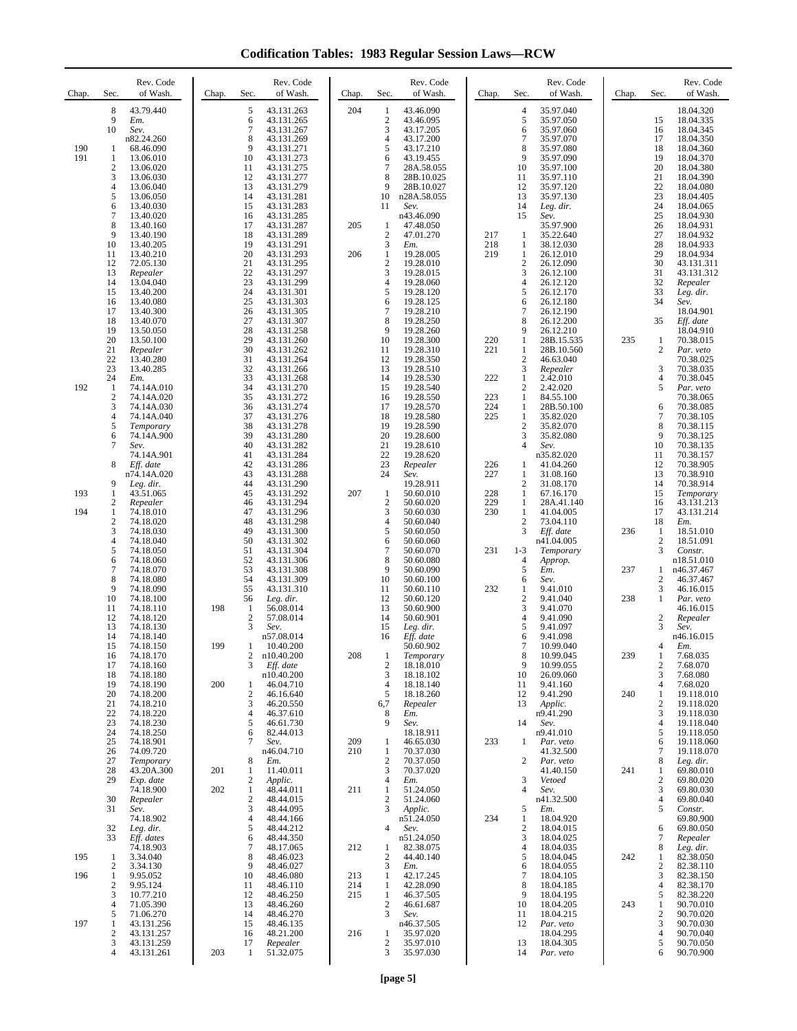# Codification Tables: 1983 Regular Session Laws—RCW

| Chap. | Sec. | Rev. Code of Wash. |
|---|---|---|
| | 8 | 43.79.440 |
| | 9 | *Em.* |
| | 10 | *Sev.* |
| | | n82.24.260 |
| 190 | 1 | 68.46.090 |
| 191 | 1 | 13.06.010 |
| | 2 | 13.06.020 |
| | 3 | 13.06.030 |
| | 4 | 13.06.040 |
| | 5 | 13.06.050 |
| | 6 | 13.40.030 |
| | 7 | 13.40.020 |
| | 8 | 13.40.160 |
| | 9 | 13.40.190 |
| | 10 | 13.40.205 |
| | 11 | 13.40.210 |
| | 12 | 72.05.130 |
| | 13 | *Repealer* |
| | 14 | 13.04.040 |
| | 15 | 13.40.200 |
| | 16 | 13.40.080 |
| | 17 | 13.40.300 |
| | 18 | 13.40.070 |
| | 19 | 13.50.050 |
| | 20 | 13.50.100 |
| | 21 | *Repealer* |
| | 22 | 13.40.280 |
| | 23 | 13.40.285 |
| | 24 | *Em.* |
| 192 | 1 | 74.14A.010 |
| | 2 | 74.14A.020 |
| | 3 | 74.14A.030 |
| | 4 | 74.14A.040 |
| | 5 | *Temporary* |
| | 6 | 74.14A.900 |
| | 7 | *Sev.* |
| | | 74.14A.901 |
| | 8 | *Eff. date* |
| | | n74.14A.020 |
| | 9 | *Leg. dir.* |
| 193 | 1 | 43.51.065 |
| | 2 | *Repealer* |
| 194 | 1 | 74.18.010 |
| | 2 | 74.18.020 |
| | 3 | 74.18.030 |
| | 4 | 74.18.040 |
| | 5 | 74.18.050 |
| | 6 | 74.18.060 |
| | 7 | 74.18.070 |
| | 8 | 74.18.080 |
| | 9 | 74.18.090 |
| | 10 | 74.18.100 |
| | 11 | 74.18.110 |
| | 12 | 74.18.120 |
| | 13 | 74.18.130 |
| | 14 | 74.18.140 |
| | 15 | 74.18.150 |
| | 16 | 74.18.170 |
| | 17 | 74.18.160 |
| | 18 | 74.18.180 |
| | 19 | 74.18.190 |
| | 20 | 74.18.200 |
| | 21 | 74.18.210 |
| | 22 | 74.18.220 |
| | 23 | 74.18.230 |
| | 24 | 74.18.250 |
| | 25 | 74.18.901 |
| | 26 | 74.09.720 |
| | 27 | *Temporary* |
| | 28 | 43.20A.300 |
| | 29 | *Exp. date* |
| | | 74.18.900 |
| | 30 | *Repealer* |
| | 31 | *Sev.* |
| | | 74.18.902 |
| | 32 | *Leg. dir.* |
| | 33 | *Eff. dates* |
| | | 74.18.903 |
| 195 | 1 | 3.34.040 |
| | 2 | 3.34.130 |
| 196 | 1 | 9.95.052 |
| | 2 | 9.95.124 |
| | 3 | 10.77.210 |
| | 4 | 71.05.390 |
| | 5 | 71.06.270 |
| 197 | 1 | 43.131.256 |
| | 2 | 43.131.257 |
| | 3 | 43.131.259 |
| | 4 | 43.131.261 |
| | 5 | 43.131.263 |
| | 6 | 43.131.265 |
| | 7 | 43.131.267 |
| | 8 | 43.131.269 |
| | 9 | 43.131.271 |
| | 10 | 43.131.273 |
| | 11 | 43.131.275 |
| | 12 | 43.131.277 |
| | 13 | 43.131.279 |
| | 14 | 43.131.281 |
| | 15 | 43.131.283 |
| | 16 | 43.131.285 |
| | 17 | 43.131.287 |
| | 18 | 43.131.289 |
| | 19 | 43.131.291 |
| | 20 | 43.131.293 |
| | 21 | 43.131.295 |
| | 22 | 43.131.297 |
| | 23 | 43.131.299 |
| | 24 | 43.131.301 |
| | 25 | 43.131.303 |
| | 26 | 43.131.305 |
| | 27 | 43.131.307 |
| | 28 | 43.131.258 |
| | 29 | 43.131.260 |
| | 30 | 43.131.262 |
| | 31 | 43.131.264 |
| | 32 | 43.131.266 |
| | 33 | 43.131.268 |
| | 34 | 43.131.270 |
| | 35 | 43.131.272 |
| | 36 | 43.131.274 |
| | 37 | 43.131.276 |
| | 38 | 43.131.278 |
| | 39 | 43.131.280 |
| | 40 | 43.131.282 |
| | 41 | 43.131.284 |
| | 42 | 43.131.286 |
| | 43 | 43.131.288 |
| | 44 | 43.131.290 |
| | 45 | 43.131.292 |
| | 46 | 43.131.294 |
| | 47 | 43.131.296 |
| | 48 | 43.131.298 |
| | 49 | 43.131.300 |
| | 50 | 43.131.302 |
| | 51 | 43.131.304 |
| | 52 | 43.131.306 |
| | 53 | 43.131.308 |
| | 54 | 43.131.309 |
| | 55 | 43.131.310 |
| | 56 | *Leg. dir.* |
| 198 | 1 | 56.08.014 |
| | 2 | 57.08.014 |
| | 3 | *Sev.* |
| | | n57.08.014 |
| 199 | 1 | 10.40.200 |
| | 2 | n10.40.200 |
| | 3 | *Eff. date* |
| | | n10.40.200 |
| 200 | 1 | 46.04.710 |
| | 2 | 46.16.640 |
| | 3 | 46.20.550 |
| | 4 | 46.37.610 |
| | 5 | 46.61.730 |
| | 6 | 82.44.013 |
| | 7 | *Sev.* |
| | | n46.04.710 |
| | 8 | *Em.* |
| 201 | 1 | 11.40.011 |
| | 2 | *Applic.* |
| 202 | 1 | 48.44.011 |
| | 2 | 48.44.015 |
| | 3 | 48.44.095 |
| | 4 | 48.44.166 |
| | 5 | 48.44.212 |
| | 6 | 48.44.350 |
| | 7 | 48.17.065 |
| | 8 | 48.46.023 |
| | 9 | 48.46.027 |
| | 10 | 48.46.080 |
| | 11 | 48.46.110 |
| | 12 | 48.46.250 |
| | 13 | 48.46.260 |
| | 14 | 48.46.270 |
| | 15 | 48.46.135 |
| | 16 | 48.21.200 |
| | 17 | *Repealer* |
| 203 | 1 | 51.32.075 |
| 204 | 1 | 43.46.090 |
| | 2 | 43.46.095 |
| | 3 | 43.17.205 |
| | 4 | 43.17.200 |
| | 5 | 43.17.210 |
| | 6 | 43.19.455 |
| | 7 | 28A.58.055 |
| | 8 | 28B.10.025 |
| | 9 | 28B.10.027 |
| | 10 | n28A.58.055 |
| | 11 | *Sev.* |
| | | n43.46.090 |
| 205 | 1 | 47.48.050 |
| | 2 | 47.01.270 |
| | 3 | *Em.* |
| 206 | 1 | 19.28.005 |
| | 2 | 19.28.010 |
| | 3 | 19.28.015 |
| | 4 | 19.28.060 |
| | 5 | 19.28.120 |
| | 6 | 19.28.125 |
| | 7 | 19.28.210 |
| | 8 | 19.28.250 |
| | 9 | 19.28.260 |
| | 10 | 19.28.300 |
| | 11 | 19.28.310 |
| | 12 | 19.28.350 |
| | 13 | 19.28.510 |
| | 14 | 19.28.530 |
| | 15 | 19.28.540 |
| | 16 | 19.28.550 |
| | 17 | 19.28.570 |
| | 18 | 19.28.580 |
| | 19 | 19.28.590 |
| | 20 | 19.28.600 |
| | 21 | 19.28.610 |
| | 22 | 19.28.620 |
| | 23 | *Repealer* |
| | 24 | *Sev.* |
| | | 19.28.911 |
| 207 | 1 | 50.60.010 |
| | 2 | 50.60.020 |
| | 3 | 50.60.030 |
| | 4 | 50.60.040 |
| | 5 | 50.60.050 |
| | 6 | 50.60.060 |
| | 7 | 50.60.070 |
| | 8 | 50.60.080 |
| | 9 | 50.60.090 |
| | 10 | 50.60.100 |
| | 11 | 50.60.110 |
| | 12 | 50.60.120 |
| | 13 | 50.60.900 |
| | 14 | 50.60.901 |
| | 15 | *Leg. dir.* |
| | 16 | *Eff. date* |
| | | 50.60.902 |
| 208 | 1 | *Temporary* |
| | 2 | 18.18.010 |
| | 3 | 18.18.102 |
| | 4 | 18.18.140 |
| | 5 | 18.18.260 |
| | 6,7 | *Repealer* |
| | 8 | *Em.* |
| | 9 | *Sev.* |
| | | 18.18.911 |
| 209 | 1 | 46.65.030 |
| 210 | 1 | 70.37.030 |
| | 2 | 70.37.050 |
| | 3 | 70.37.020 |
| | 4 | *Em.* |
| 211 | 1 | 51.24.050 |
| | 2 | 51.24.060 |
| | 3 | *Applic.* |
| | | n51.24.050 |
| | 4 | *Sev.* |
| | | n51.24.050 |
| 212 | 1 | 82.38.075 |
| | 2 | 44.40.140 |
| | 3 | *Em.* |
| 213 | 1 | 42.17.245 |
| 214 | 1 | 42.28.090 |
| 215 | 1 | 46.37.505 |
| | 2 | 46.61.687 |
| | 3 | *Sev.* |
| | | n46.37.505 |
| 216 | 1 | 35.97.020 |
| | 2 | 35.97.010 |
| | 3 | 35.97.030 |
| | 4 | 35.97.040 |
| | 5 | 35.97.050 |
| | 6 | 35.97.060 |
| | 7 | 35.97.070 |
| | 8 | 35.97.080 |
| | 9 | 35.97.090 |
| | 10 | 35.97.100 |
| | 11 | 35.97.110 |
| | 12 | 35.97.120 |
| | 13 | 35.97.130 |
| | 14 | *Leg. dir.* |
| | 15 | *Sev.* |
| | | 35.97.900 |
| 217 | 1 | 35.22.640 |
| 218 | 1 | 38.12.030 |
| 219 | 1 | 26.12.010 |
| | 2 | 26.12.090 |
| | 3 | 26.12.100 |
| | 4 | 26.12.120 |
| | 5 | 26.12.170 |
| | 6 | 26.12.180 |
| | 7 | 26.12.190 |
| | 8 | 26.12.200 |
| | 9 | 26.12.210 |
| 220 | 1 | 28B.15.535 |
| 221 | 1 | 28B.10.560 |
| | 2 | 46.63.040 |
| | 3 | *Repealer* |
| 222 | 1 | 2.42.010 |
| | 2 | 2.42.020 |
| 223 | 1 | 84.55.100 |
| 224 | 1 | 28B.50.100 |
| 225 | 1 | 35.82.020 |
| | 2 | 35.82.070 |
| | 3 | 35.82.080 |
| | 4 | *Sev.* |
| | | n35.82.020 |
| 226 | 1 | 41.04.260 |
| 227 | 1 | 31.08.160 |
| | 2 | 31.08.170 |
| 228 | 1 | 67.16.170 |
| 229 | 1 | 28A.41.140 |
| 230 | 1 | 41.04.005 |
| | 2 | 73.04.110 |
| | 3 | *Eff. date* |
| | | n41.04.005 |
| 231 | 1-3 | *Temporary* |
| | 4 | *Approp.* |
| | 5 | *Em.* |
| | 6 | *Sev.* |
| 232 | 1 | 9.41.010 |
| | 2 | 9.41.040 |
| | 3 | 9.41.070 |
| | 4 | 9.41.090 |
| | 5 | 9.41.097 |
| | 6 | 9.41.098 |
| | 7 | 10.99.040 |
| | 8 | 10.99.045 |
| | 9 | 10.99.055 |
| | 10 | 26.09.060 |
| | 11 | 9.41.160 |
| | 12 | 9.41.290 |
| | 13 | *Applic.* |
| | | n9.41.290 |
| | 14 | *Sev.* |
| | | n9.41.010 |
| 233 | 1 | *Par. veto* |
| | | 41.32.500 |
| | 2 | *Par. veto* |
| | | 41.40.150 |
| | 3 | *Vetoed* |
| | 4 | *Sev.* |
| | | n41.32.500 |
| | 5 | *Em.* |
| 234 | 1 | 18.04.920 |
| | 2 | 18.04.015 |
| | 3 | 18.04.025 |
| | 4 | 18.04.035 |
| | 5 | 18.04.045 |
| | 6 | 18.04.055 |
| | 7 | 18.04.105 |
| | 8 | 18.04.185 |
| | 9 | 18.04.195 |
| | 10 | 18.04.205 |
| | 11 | 18.04.215 |
| | 12 | *Par. veto* |
| | | 18.04.295 |
| | 13 | 18.04.305 |
| | 14 | *Par. veto* |
| | | 18.04.320 |
| | 15 | 18.04.335 |
| | 16 | 18.04.345 |
| | 17 | 18.04.350 |
| | 18 | 18.04.360 |
| | 19 | 18.04.370 |
| | 20 | 18.04.380 |
| | 21 | 18.04.390 |
| | 22 | 18.04.080 |
| | 23 | 18.04.405 |
| | 24 | 18.04.065 |
| | 25 | 18.04.930 |
| | 26 | 18.04.931 |
| | 27 | 18.04.932 |
| | 28 | 18.04.933 |
| | 29 | 18.04.934 |
| | 30 | 43.131.311 |
| | 31 | 43.131.312 |
| | 32 | *Repealer* |
| | 33 | *Leg. dir.* |
| | 34 | *Sev.* |
| | | 18.04.901 |
| | 35 | *Eff. date* |
| | | 18.04.910 |
| 235 | 1 | 70.38.015 |
| | 2 | *Par. veto* |
| | | 70.38.025 |
| | 3 | 70.38.035 |
| | 4 | 70.38.045 |
| | 5 | *Par. veto* |
| | | 70.38.065 |
| | 6 | 70.38.085 |
| | 7 | 70.38.105 |
| | 8 | 70.38.115 |
| | 9 | 70.38.125 |
| | 10 | 70.38.135 |
| | 11 | 70.38.157 |
| | 12 | 70.38.905 |
| | 13 | 70.38.910 |
| | 14 | 70.38.914 |
| | 15 | *Temporary* |
| | 16 | 43.131.213 |
| | 17 | 43.131.214 |
| | 18 | *Em.* |
| 236 | 1 | 18.51.010 |
| | 2 | 18.51.091 |
| | 3 | *Constr.* |
| | | n18.51.010 |
| 237 | 1 | n46.37.467 |
| | 2 | 46.37.467 |
| | 3 | 46.16.015 |
| 238 | 1 | *Par. veto* |
| | | 46.16.015 |
| | 2 | *Repealer* |
| | 3 | *Sev.* |
| | | n46.16.015 |
| | 4 | *Em.* |
| 239 | 1 | 7.68.035 |
| | 2 | 7.68.070 |
| | 3 | 7.68.080 |
| | 4 | 7.68.020 |
| 240 | 1 | 19.118.010 |
| | 2 | 19.118.020 |
| | 3 | 19.118.030 |
| | 4 | 19.118.040 |
| | 5 | 19.118.050 |
| | 6 | 19.118.060 |
| | 7 | 19.118.070 |
| | 8 | *Leg. dir.* |
| 241 | 1 | 69.80.010 |
| | 2 | 69.80.020 |
| | 3 | 69.80.030 |
| | 4 | 69.80.040 |
| | 5 | *Constr.* |
| | | 69.80.900 |
| | 6 | 69.80.050 |
| | 7 | *Repealer* |
| | 8 | *Leg. dir.* |
| 242 | 1 | 82.38.050 |
| | 2 | 82.38.110 |
| | 3 | 82.38.150 |
| | 4 | 82.38.170 |
| | 5 | 82.38.220 |
| 243 | 1 | 90.70.010 |
| | 2 | 90.70.020 |
| | 3 | 90.70.030 |
| | 4 | 90.70.040 |
| | 5 | 90.70.050 |
| | 6 | 90.70.900 |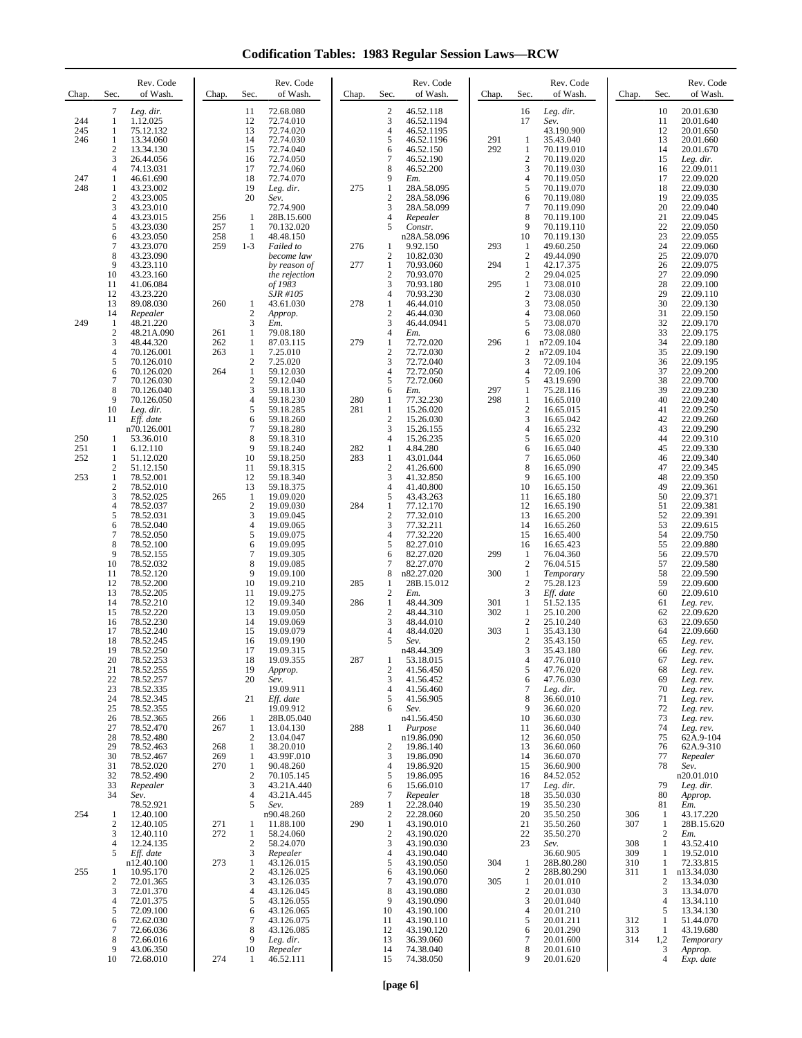# Codification Tables: 1983 Regular Session Laws—RCW

| Chap. | Sec. | Rev. Code of Wash. |
|---|---|---|
| | 7 | *Leg. dir.* |
| 244 | 1 | 1.12.025 |
| 245 | 1 | 75.12.132 |
| 246 | 1 | 13.34.060 |
| | 2 | 13.34.130 |
| | 3 | 26.44.056 |
| | 4 | 74.13.031 |
| 247 | 1 | 46.61.690 |
| 248 | 1 | 43.23.002 |
| | 2 | 43.23.005 |
| | 3 | 43.23.010 |
| | 4 | 43.23.015 |
| | 5 | 43.23.030 |
| | 6 | 43.23.050 |
| | 7 | 43.23.070 |
| | 8 | 43.23.090 |
| | 9 | 43.23.110 |
| | 10 | 43.23.160 |
| | 11 | 41.06.084 |
| | 12 | 43.23.220 |
| | 13 | 89.08.030 |
| | 14 | *Repealer* |
| 249 | 1 | 48.21.220 |
| | 2 | 48.21A.090 |
| | 3 | 48.44.320 |
| | 4 | 70.126.001 |
| | 5 | 70.126.010 |
| | 6 | 70.126.020 |
| | 7 | 70.126.030 |
| | 8 | 70.126.040 |
| | 9 | 70.126.050 |
| | 10 | *Leg. dir.* |
| | 11 | *Eff. date* n70.126.001 |
| 250 | 1 | 53.36.010 |
| 251 | 1 | 6.12.110 |
| 252 | 1 | 51.12.020 |
| | 2 | 51.12.150 |
| 253 | 1 | 78.52.001 |
| | 2 | 78.52.010 |
| | 3 | 78.52.025 |
| | 4 | 78.52.037 |
| | 5 | 78.52.031 |
| | 6 | 78.52.040 |
| | 7 | 78.52.050 |
| | 8 | 78.52.100 |
| | 9 | 78.52.155 |
| | 10 | 78.52.032 |
| | 11 | 78.52.120 |
| | 12 | 78.52.200 |
| | 13 | 78.52.205 |
| | 14 | 78.52.210 |
| | 15 | 78.52.220 |
| | 16 | 78.52.230 |
| | 17 | 78.52.240 |
| | 18 | 78.52.245 |
| | 19 | 78.52.250 |
| | 20 | 78.52.253 |
| | 21 | 78.52.255 |
| | 22 | 78.52.257 |
| | 23 | 78.52.335 |
| | 24 | 78.52.345 |
| | 25 | 78.52.355 |
| | 26 | 78.52.365 |
| | 27 | 78.52.470 |
| | 28 | 78.52.480 |
| | 29 | 78.52.463 |
| | 30 | 78.52.467 |
| | 31 | 78.52.020 |
| | 32 | 78.52.490 |
| | 33 | *Repealer* |
| | 34 | *Sev.* 78.52.921 |
| 254 | 1 | 12.40.100 |
| | 2 | 12.40.105 |
| | 3 | 12.40.110 |
| | 4 | 12.24.135 |
| | 5 | *Eff. date* n12.40.100 |
| 255 | 1 | 10.95.170 |
| | 2 | 72.01.365 |
| | 3 | 72.01.370 |
| | 4 | 72.01.375 |
| | 5 | 72.09.100 |
| | 6 | 72.62.030 |
| | 7 | 72.66.036 |
| | 8 | 72.66.016 |
| | 9 | 43.06.350 |
| | 10 | 72.68.010 |
| | 11 | 72.68.080 |
| | 12 | 72.74.010 |
| | 13 | 72.74.020 |
| | 14 | 72.74.030 |
| | 15 | 72.74.040 |
| | 16 | 72.74.050 |
| | 17 | 72.74.060 |
| | 18 | 72.74.070 |
| | 19 | *Leg. dir.* |
| | 20 | *Sev.* 72.74.900 |
| 256 | 1 | 28B.15.600 |
| 257 | 1 | 70.132.020 |
| 258 | 1 | 48.48.150 |
| 259 | 1-3 | *Failed to become law by reason of the rejection of 1983 SJR #105* |
| 260 | 1 | 43.61.030 |
| | 2 | *Approp.* |
| | 3 | *Em.* |
| 261 | 1 | 79.08.180 |
| 262 | 1 | 87.03.115 |
| 263 | 1 | 7.25.010 |
| | 2 | 7.25.020 |
| 264 | 1 | 59.12.030 |
| | 2 | 59.12.040 |
| | 3 | 59.18.130 |
| | 4 | 59.18.230 |
| | 5 | 59.18.285 |
| | 6 | 59.18.260 |
| | 7 | 59.18.280 |
| | 8 | 59.18.310 |
| | 9 | 59.18.240 |
| | 10 | 59.18.250 |
| | 11 | 59.18.315 |
| | 12 | 59.18.340 |
| | 13 | 59.18.375 |
| 265 | 1 | 19.09.020 |
| | 2 | 19.09.030 |
| | 3 | 19.09.045 |
| | 4 | 19.09.065 |
| | 5 | 19.09.075 |
| | 6 | 19.09.095 |
| | 7 | 19.09.305 |
| | 8 | 19.09.085 |
| | 9 | 19.09.100 |
| | 10 | 19.09.210 |
| | 11 | 19.09.275 |
| | 12 | 19.09.340 |
| | 13 | 19.09.050 |
| | 14 | 19.09.069 |
| | 15 | 19.09.079 |
| | 16 | 19.09.190 |
| | 17 | 19.09.315 |
| | 18 | 19.09.355 |
| | 19 | *Approp.* |
| | 20 | *Sev.* 19.09.911 |
| | 21 | *Eff. date* 19.09.912 |
| 266 | 1 | 28B.05.040 |
| 267 | 1 | 13.04.130 |
| | 2 | 13.04.047 |
| 268 | 1 | 38.20.010 |
| 269 | 1 | 43.99F.010 |
| 270 | 1 | 90.48.260 |
| | 2 | 70.105.145 |
| | 3 | 43.21A.440 |
| | 4 | 43.21A.445 |
| | 5 | *Sev.* n90.48.260 |
| 271 | 1 | 11.88.100 |
| 272 | 1 | 58.24.060 |
| | 2 | 58.24.070 |
| | 3 | *Repealer* |
| 273 | 1 | 43.126.015 |
| | 2 | 43.126.025 |
| | 3 | 43.126.035 |
| | 4 | 43.126.045 |
| | 5 | 43.126.055 |
| | 6 | 43.126.065 |
| | 7 | 43.126.075 |
| | 8 | 43.126.085 |
| | 9 | *Leg. dir.* |
| | 10 | *Repealer* |
| 274 | 1 | 46.52.111 |
| | 2 | 46.52.118 |
| | 3 | 46.52.1194 |
| | 4 | 46.52.1195 |
| | 5 | 46.52.1196 |
| | 6 | 46.52.150 |
| | 7 | 46.52.190 |
| | 8 | 46.52.200 |
| | 9 | *Em.* |
| 275 | 1 | 28A.58.095 |
| | 2 | 28A.58.096 |
| | 3 | 28A.58.099 |
| | 4 | *Repealer* |
| | 5 | *Constr.* n28A.58.096 |
| 276 | 1 | 9.92.150 |
| | 2 | 10.82.030 |
| 277 | 1 | 70.93.060 |
| | 2 | 70.93.070 |
| | 3 | 70.93.180 |
| | 4 | 70.93.230 |
| 278 | 1 | 46.44.010 |
| | 2 | 46.44.030 |
| | 3 | 46.44.0941 |
| | 4 | *Em.* |
| 279 | 1 | 72.72.020 |
| | 2 | 72.72.030 |
| | 3 | 72.72.040 |
| | 4 | 72.72.050 |
| | 5 | 72.72.060 |
| | 6 | *Em.* |
| 280 | 1 | 77.32.230 |
| 281 | 1 | 15.26.020 |
| | 2 | 15.26.030 |
| | 3 | 15.26.155 |
| | 4 | 15.26.235 |
| 282 | 1 | 4.84.280 |
| 283 | 1 | 43.01.044 |
| | 2 | 41.26.600 |
| | 3 | 41.32.850 |
| | 4 | 41.40.800 |
| | 5 | 43.43.263 |
| 284 | 1 | 77.12.170 |
| | 2 | 77.32.010 |
| | 3 | 77.32.211 |
| | 4 | 77.32.220 |
| | 5 | 82.27.010 |
| | 6 | 82.27.020 |
| | 7 | 82.27.070 |
| | 8 | n82.27.020 |
| 285 | 1 | 28B.15.012 |
| | 2 | *Em.* |
| 286 | 1 | 48.44.309 |
| | 2 | 48.44.310 |
| | 3 | 48.44.010 |
| | 4 | 48.44.020 |
| | 5 | *Sev.* n48.44.309 |
| 287 | 1 | 53.18.015 |
| | 2 | 41.56.450 |
| | 3 | 41.56.452 |
| | 4 | 41.56.460 |
| | 5 | 41.56.905 |
| | 6 | *Sev.* n41.56.450 |
| 288 | 1 | *Purpose* n19.86.090 |
| | 2 | 19.86.140 |
| | 3 | 19.86.090 |
| | 4 | 19.86.920 |
| | 5 | 19.86.095 |
| | 6 | 15.66.010 |
| | 7 | *Repealer* |
| 289 | 1 | 22.28.040 |
| | 2 | 22.28.060 |
| 290 | 1 | 43.190.010 |
| | 2 | 43.190.020 |
| | 3 | 43.190.030 |
| | 4 | 43.190.040 |
| | 5 | 43.190.050 |
| | 6 | 43.190.060 |
| | 7 | 43.190.070 |
| | 8 | 43.190.080 |
| | 9 | 43.190.090 |
| | 10 | 43.190.100 |
| | 11 | 43.190.110 |
| | 12 | 43.190.120 |
| | 13 | 36.39.060 |
| | 14 | 74.38.040 |
| | 15 | 74.38.050 |
| | 16 | *Leg. dir.* |
| | 17 | *Sev.* 43.190.900 |
| 291 | 1 | 35.43.040 |
| 292 | 1 | 70.119.010 |
| | 2 | 70.119.020 |
| | 3 | 70.119.030 |
| | 4 | 70.119.050 |
| | 5 | 70.119.070 |
| | 6 | 70.119.080 |
| | 7 | 70.119.090 |
| | 8 | 70.119.100 |
| | 9 | 70.119.110 |
| | 10 | 70.119.130 |
| 293 | 1 | 49.60.250 |
| | 2 | 49.44.090 |
| 294 | 1 | 42.17.375 |
| | 2 | 29.04.025 |
| 295 | 1 | 73.08.010 |
| | 2 | 73.08.030 |
| | 3 | 73.08.050 |
| | 4 | 73.08.060 |
| | 5 | 73.08.070 |
| | 6 | 73.08.080 |
| 296 | 1 | n72.09.104 |
| | 2 | n72.09.104 |
| | 3 | 72.09.104 |
| | 4 | 72.09.106 |
| | 5 | 43.19.690 |
| 297 | 1 | 75.28.116 |
| 298 | 1 | 16.65.010 |
| | 2 | 16.65.015 |
| | 3 | 16.65.042 |
| | 4 | 16.65.232 |
| | 5 | 16.65.020 |
| | 6 | 16.65.040 |
| | 7 | 16.65.060 |
| | 8 | 16.65.090 |
| | 9 | 16.65.100 |
| | 10 | 16.65.150 |
| | 11 | 16.65.180 |
| | 12 | 16.65.190 |
| | 13 | 16.65.200 |
| | 14 | 16.65.260 |
| | 15 | 16.65.400 |
| | 16 | 16.65.423 |
| 299 | 1 | 76.04.360 |
| | 2 | 76.04.515 |
| 300 | 1 | *Temporary* |
| | 2 | 75.28.123 |
| | 3 | *Eff. date* |
| 301 | 1 | 51.52.135 |
| 302 | 1 | 25.10.200 |
| | 2 | 25.10.240 |
| 303 | 1 | 35.43.130 |
| | 2 | 35.43.150 |
| | 3 | 35.43.180 |
| | 4 | 47.76.010 |
| | 5 | 47.76.020 |
| | 6 | 47.76.030 |
| | 7 | *Leg. dir.* |
| | 8 | 36.60.010 |
| | 9 | 36.60.020 |
| | 10 | 36.60.030 |
| | 11 | 36.60.040 |
| | 12 | 36.60.050 |
| | 13 | 36.60.060 |
| | 14 | 36.60.070 |
| | 15 | 36.60.900 |
| | 16 | 84.52.052 |
| | 17 | *Leg. dir.* |
| | 18 | 35.50.030 |
| | 19 | 35.50.230 |
| | 20 | 35.50.250 |
| | 21 | 35.50.260 |
| | 22 | 35.50.270 |
| | 23 | *Sev.* 36.60.905 |
| 304 | 1 | 28B.80.280 |
| | 2 | 28B.80.290 |
| 305 | 1 | 20.01.010 |
| | 2 | 20.01.030 |
| | 3 | 20.01.040 |
| | 4 | 20.01.210 |
| | 5 | 20.01.211 |
| | 6 | 20.01.290 |
| | 7 | 20.01.600 |
| | 8 | 20.01.610 |
| | 9 | 20.01.620 |
| | 10 | 20.01.630 |
| | 11 | 20.01.640 |
| | 12 | 20.01.650 |
| | 13 | 20.01.660 |
| | 14 | 20.01.670 |
| | 15 | *Leg. dir.* |
| | 16 | 22.09.011 |
| | 17 | 22.09.020 |
| | 18 | 22.09.030 |
| | 19 | 22.09.035 |
| | 20 | 22.09.040 |
| | 21 | 22.09.045 |
| | 22 | 22.09.050 |
| | 23 | 22.09.055 |
| | 24 | 22.09.060 |
| | 25 | 22.09.070 |
| | 26 | 22.09.075 |
| | 27 | 22.09.090 |
| | 28 | 22.09.100 |
| | 29 | 22.09.110 |
| | 30 | 22.09.130 |
| | 31 | 22.09.150 |
| | 32 | 22.09.170 |
| | 33 | 22.09.175 |
| | 34 | 22.09.180 |
| | 35 | 22.09.190 |
| | 36 | 22.09.195 |
| | 37 | 22.09.200 |
| | 38 | 22.09.700 |
| | 39 | 22.09.230 |
| | 40 | 22.09.240 |
| | 41 | 22.09.250 |
| | 42 | 22.09.260 |
| | 43 | 22.09.290 |
| | 44 | 22.09.310 |
| | 45 | 22.09.330 |
| | 46 | 22.09.340 |
| | 47 | 22.09.345 |
| | 48 | 22.09.350 |
| | 49 | 22.09.361 |
| | 50 | 22.09.371 |
| | 51 | 22.09.381 |
| | 52 | 22.09.391 |
| | 53 | 22.09.615 |
| | 54 | 22.09.750 |
| | 55 | 22.09.880 |
| | 56 | 22.09.570 |
| | 57 | 22.09.580 |
| | 58 | 22.09.590 |
| | 59 | 22.09.600 |
| | 60 | 22.09.610 |
| | 61 | *Leg. rev.* |
| | 62 | 22.09.620 |
| | 63 | 22.09.650 |
| | 64 | 22.09.660 |
| | 65 | *Leg. rev.* |
| | 66 | *Leg. rev.* |
| | 67 | *Leg. rev.* |
| | 68 | *Leg. rev.* |
| | 69 | *Leg. rev.* |
| | 70 | *Leg. rev.* |
| | 71 | *Leg. rev.* |
| | 72 | *Leg. rev.* |
| | 73 | *Leg. rev.* |
| | 74 | *Leg. rev.* |
| | 75 | 62A.9-104 |
| | 76 | 62A.9-310 |
| | 77 | *Repealer* |
| | 78 | *Sev.* n20.01.010 |
| | 79 | *Leg. dir.* |
| | 80 | *Approp.* |
| | 81 | *Em.* |
| 306 | 1 | 43.17.220 |
| 307 | 1 | 28B.15.620 |
| | 2 | *Em.* |
| 308 | 1 | 43.52.410 |
| 309 | 1 | 19.52.010 |
| 310 | 1 | 72.33.815 |
| 311 | 1 | n13.34.030 |
| | 2 | 13.34.030 |
| | 3 | 13.34.070 |
| | 4 | 13.34.110 |
| | 5 | 13.34.130 |
| 312 | 1 | 51.44.070 |
| 313 | 1 | 43.19.680 |
| 314 | 1,2 | *Temporary* |
| | 3 | *Approp.* |
| | 4 | *Exp. date* |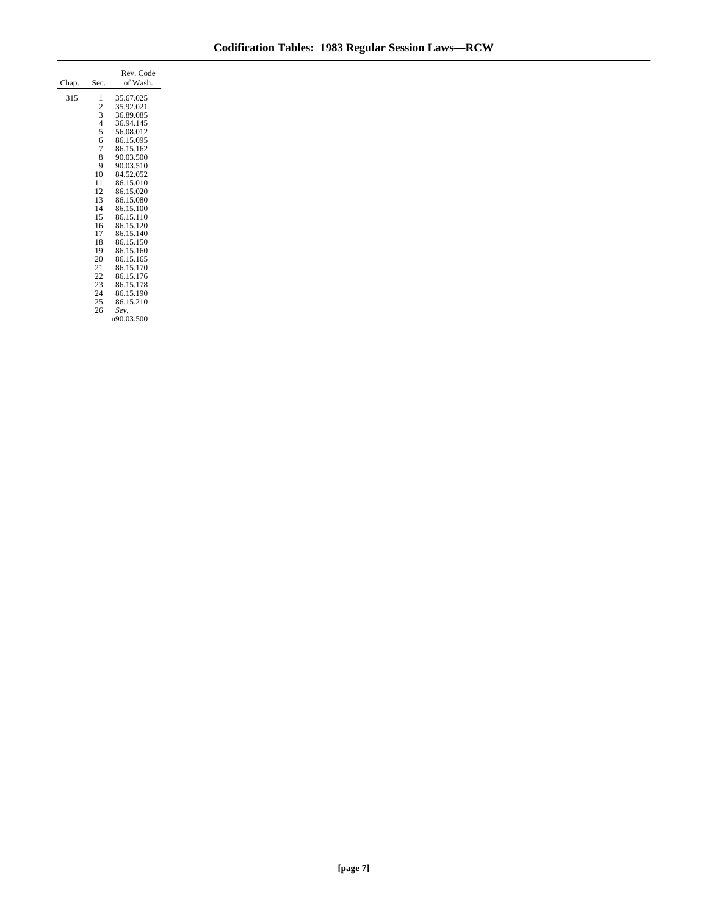| Chap. | Sec. | Rev. Code of Wash. |
|---|---|---|
| 315 | 1 | 35.67.025 |
| | 2 | 35.92.021 |
| | 3 | 36.89.085 |
| | 4 | 36.94.145 |
| | 5 | 56.08.012 |
| | 6 | 86.15.095 |
| | 7 | 86.15.162 |
| | 8 | 90.03.500 |
| | 9 | 90.03.510 |
| | 10 | 84.52.052 |
| | 11 | 86.15.010 |
| | 12 | 86.15.020 |
| | 13 | 86.15.080 |
| | 14 | 86.15.100 |
| | 15 | 86.15.110 |
| | 16 | 86.15.120 |
| | 17 | 86.15.140 |
| | 18 | 86.15.150 |
| | 19 | 86.15.160 |
| | 20 | 86.15.165 |
| | 21 | 86.15.170 |
| | 22 | 86.15.176 |
| | 23 | 86.15.178 |
| | 24 | 86.15.190 |
| | 25 | 86.15.210 |
| | 26 | *Sev.* n90.03.500 |